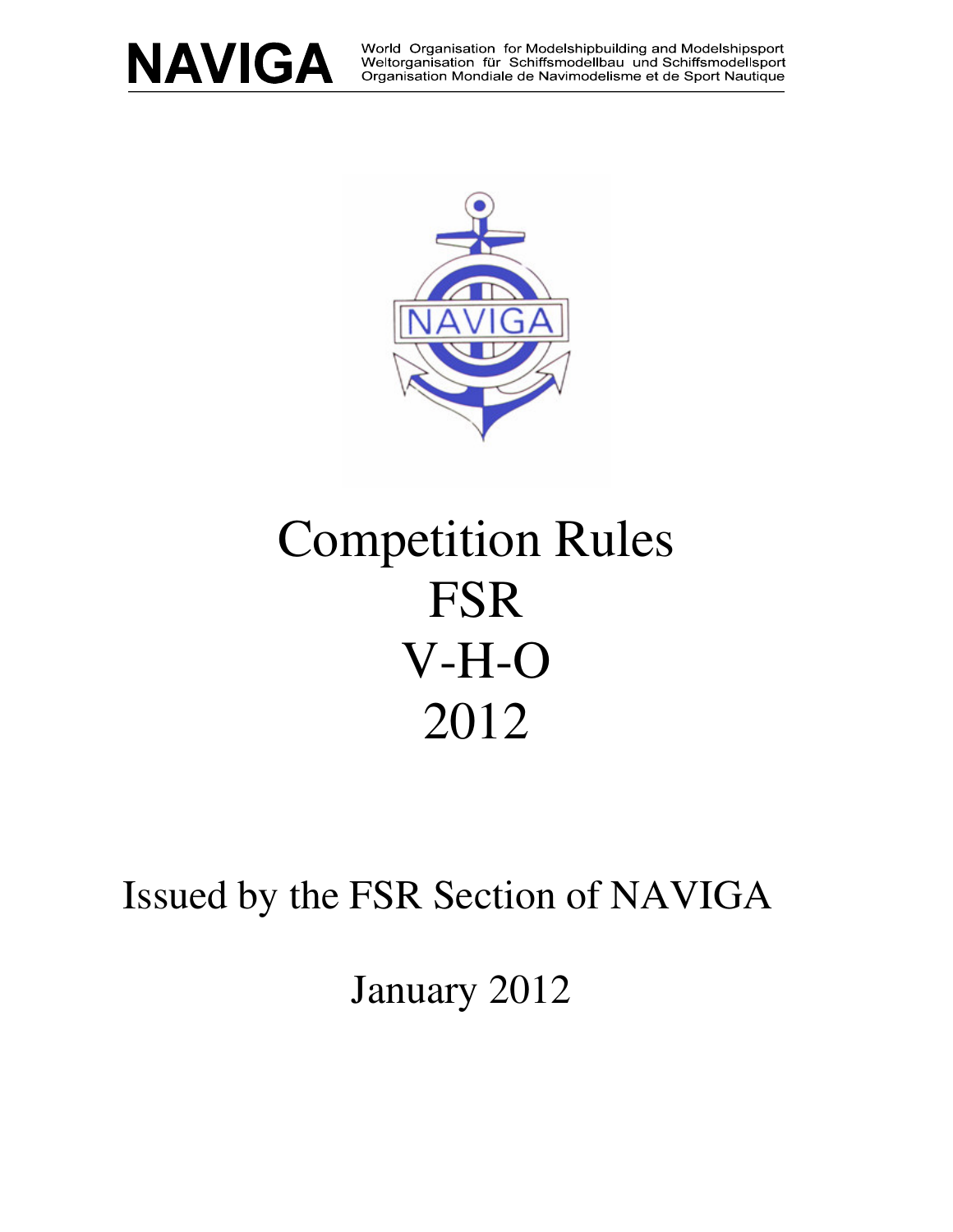**NAVIGA**

World Organisation for Modelshipbuilding and Modelshipsport
Weltorganisation für Schiffsmodellbau und Schiffsmodellsport
Organisation Mondiale de Navimodelisme et de Sport Nautique

# Competition Rules
# FSR
# V-H-O
# 2012

Issued by the FSR Section of NAVIGA

January 2012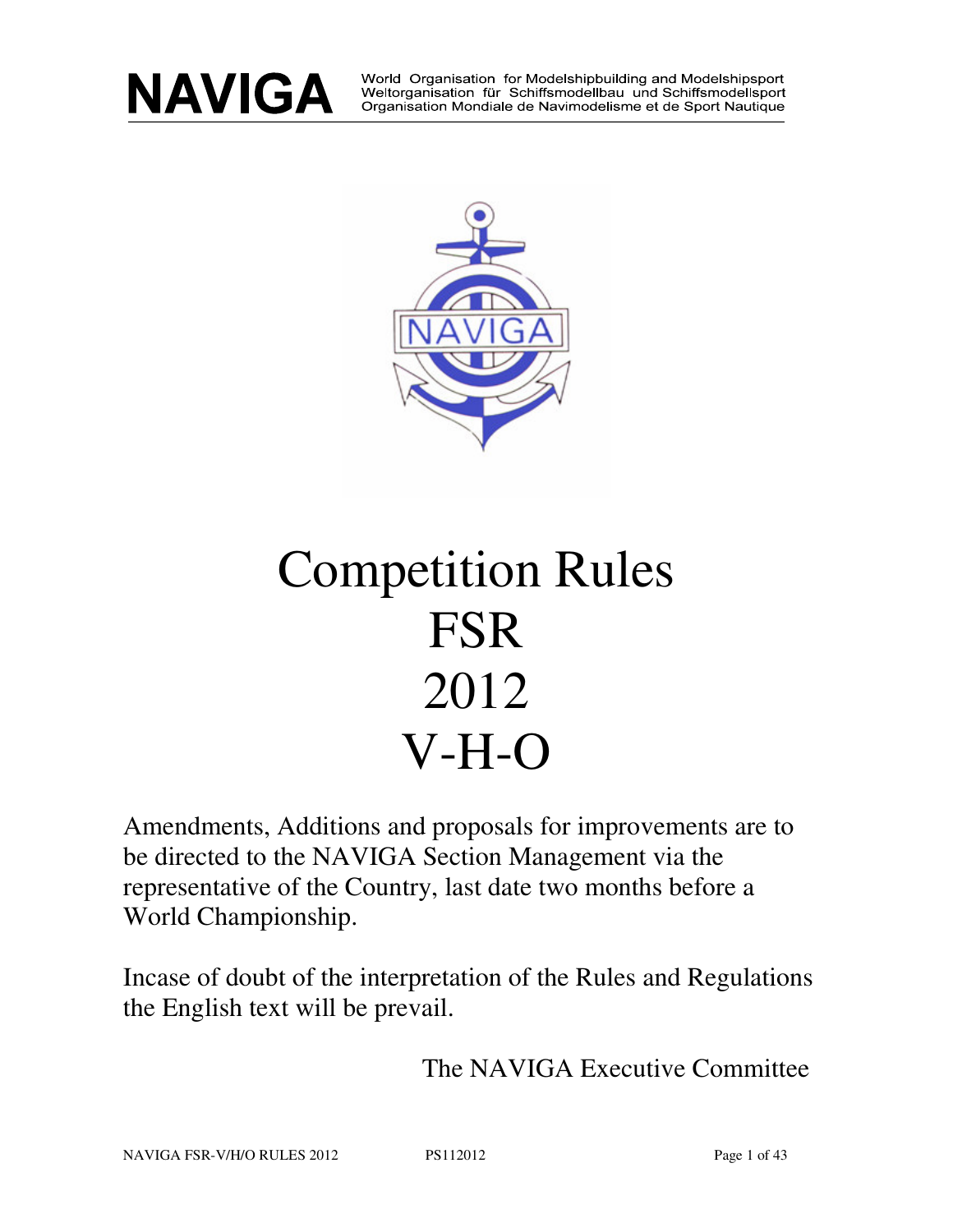# NAVIGA

World Organisation for Modelshipbuilding and Modelshipsport
Weltorganisation für Schiffsmodellbau und Schiffsmodellsport
Organisation Mondiale de Navimodelisme et de Sport Nautique

# Competition Rules
# FSR
# 2012
# V-H-O

Amendments, Additions and proposals for improvements are to be directed to the NAVIGA Section Management via the representative of the Country, last date two months before a World Championship.

Incase of doubt of the interpretation of the Rules and Regulations the English text will be prevail.

The NAVIGA Executive Committee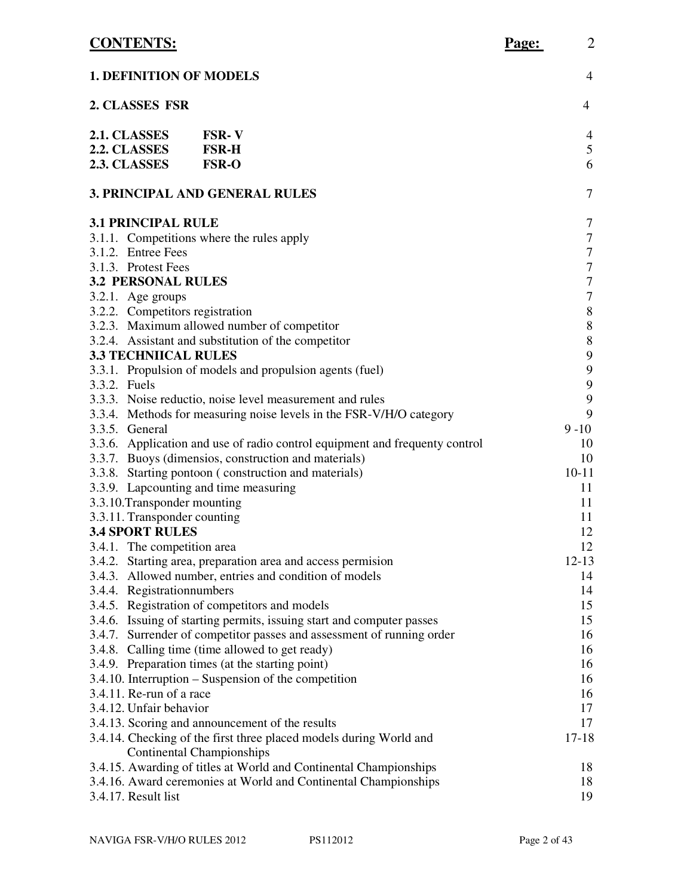# CONTENTS:

| | Page: 2 |
|---|---|
| **1. DEFINITION OF MODELS** | 4 |
| **2. CLASSES FSR** | 4 |
| **2.1. CLASSES FSR- V** | 4 |
| **2.2. CLASSES FSR-H** | 5 |
| **2.3. CLASSES FSR-O** | 6 |
| **3. PRINCIPAL AND GENERAL RULES** | 7 |
| **3.1 PRINCIPAL RULE** | 7 |
| 3.1.1. Competitions where the rules apply | 7 |
| 3.1.2. Entree Fees | 7 |
| 3.1.3. Protest Fees | 7 |
| **3.2 PERSONAL RULES** | 7 |
| 3.2.1. Age groups | 7 |
| 3.2.2. Competitors registration | 8 |
| 3.2.3. Maximum allowed number of competitor | 8 |
| 3.2.4. Assistant and substitution of the competitor | 8 |
| **3.3 TECHNIICAL RULES** | 9 |
| 3.3.1. Propulsion of models and propulsion agents (fuel) | 9 |
| 3.3.2. Fuels | 9 |
| 3.3.3. Noise reductio, noise level measurement and rules | 9 |
| 3.3.4. Methods for measuring noise levels in the FSR-V/H/O category | 9 |
| 3.3.5. General | 9 -10 |
| 3.3.6. Application and use of radio control equipment and frequenty control | 10 |
| 3.3.7. Buoys (dimensios, construction and materials) | 10 |
| 3.3.8. Starting pontoon ( construction and materials) | 10-11 |
| 3.3.9. Lapcounting and time measuring | 11 |
| 3.3.10.Transponder mounting | 11 |
| 3.3.11. Transponder counting | 11 |
| **3.4 SPORT RULES** | 12 |
| 3.4.1. The competition area | 12 |
| 3.4.2. Starting area, preparation area and access permision | 12-13 |
| 3.4.3. Allowed number, entries and condition of models | 14 |
| 3.4.4. Registrationnumbers | 14 |
| 3.4.5. Registration of competitors and models | 15 |
| 3.4.6. Issuing of starting permits, issuing start and computer passes | 15 |
| 3.4.7. Surrender of competitor passes and assessment of running order | 16 |
| 3.4.8. Calling time (time allowed to get ready) | 16 |
| 3.4.9. Preparation times (at the starting point) | 16 |
| 3.4.10. Interruption – Suspension of the competition | 16 |
| 3.4.11. Re-run of a race | 16 |
| 3.4.12. Unfair behavior | 17 |
| 3.4.13. Scoring and announcement of the results | 17 |
| 3.4.14. Checking of the first three placed models during World and Continental Championships | 17-18 |
| 3.4.15. Awarding of titles at World and Continental Championships | 18 |
| 3.4.16. Award ceremonies at World and Continental Championships | 18 |
| 3.4.17. Result list | 19 |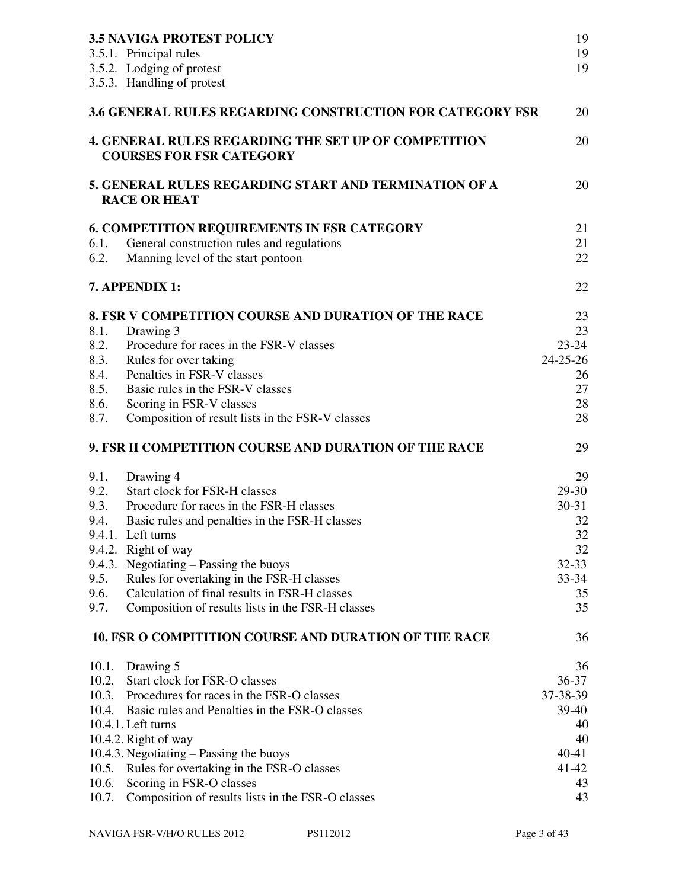| | | |
|---|---|---|
| **3.5 NAVIGA PROTEST POLICY** | | 19 |
| 3.5.1. | Principal rules | 19 |
| 3.5.2. | Lodging of protest | 19 |
| 3.5.3. | Handling of protest | |
| **3.6 GENERAL RULES REGARDING CONSTRUCTION FOR CATEGORY FSR** | | 20 |
| **4. GENERAL RULES REGARDING THE SET UP OF COMPETITION COURSES FOR FSR CATEGORY** | | 20 |
| **5. GENERAL RULES REGARDING START AND TERMINATION OF A RACE OR HEAT** | | 20 |
| **6. COMPETITION REQUIREMENTS IN FSR CATEGORY** | | 21 |
| 6.1. | General construction rules and regulations | 21 |
| 6.2. | Manning level of the start pontoon | 22 |
| **7. APPENDIX 1:** | | 22 |
| **8. FSR V COMPETITION COURSE AND DURATION OF THE RACE** | | 23 |
| 8.1. | Drawing 3 | 23 |
| 8.2. | Procedure for races in the FSR-V classes | 23-24 |
| 8.3. | Rules for over taking | 24-25-26 |
| 8.4. | Penalties in FSR-V classes | 26 |
| 8.5. | Basic rules in the FSR-V classes | 27 |
| 8.6. | Scoring in FSR-V classes | 28 |
| 8.7. | Composition of result lists in the FSR-V classes | 28 |
| **9. FSR H COMPETITION COURSE AND DURATION OF THE RACE** | | 29 |
| 9.1. | Drawing 4 | 29 |
| 9.2. | Start clock for FSR-H classes | 29-30 |
| 9.3. | Procedure for races in the FSR-H classes | 30-31 |
| 9.4. | Basic rules and penalties in the FSR-H classes | 32 |
| 9.4.1. | Left turns | 32 |
| 9.4.2. | Right of way | 32 |
| 9.4.3. | Negotiating – Passing the buoys | 32-33 |
| 9.5. | Rules for overtaking in the FSR-H classes | 33-34 |
| 9.6. | Calculation of final results in FSR-H classes | 35 |
| 9.7. | Composition of results lists in the FSR-H classes | 35 |
| **10. FSR O COMPITITION COURSE AND DURATION OF THE RACE** | | 36 |
| 10.1. | Drawing 5 | 36 |
| 10.2. | Start clock for FSR-O classes | 36-37 |
| 10.3. | Procedures for races in the FSR-O classes | 37-38-39 |
| 10.4. | Basic rules and Penalties in the FSR-O classes | 39-40 |
| 10.4.1. | Left turns | 40 |
| 10.4.2. | Right of way | 40 |
| 10.4.3. | Negotiating – Passing the buoys | 40-41 |
| 10.5. | Rules for overtaking in the FSR-O classes | 41-42 |
| 10.6. | Scoring in FSR-O classes | 43 |
| 10.7. | Composition of results lists in the FSR-O classes | 43 |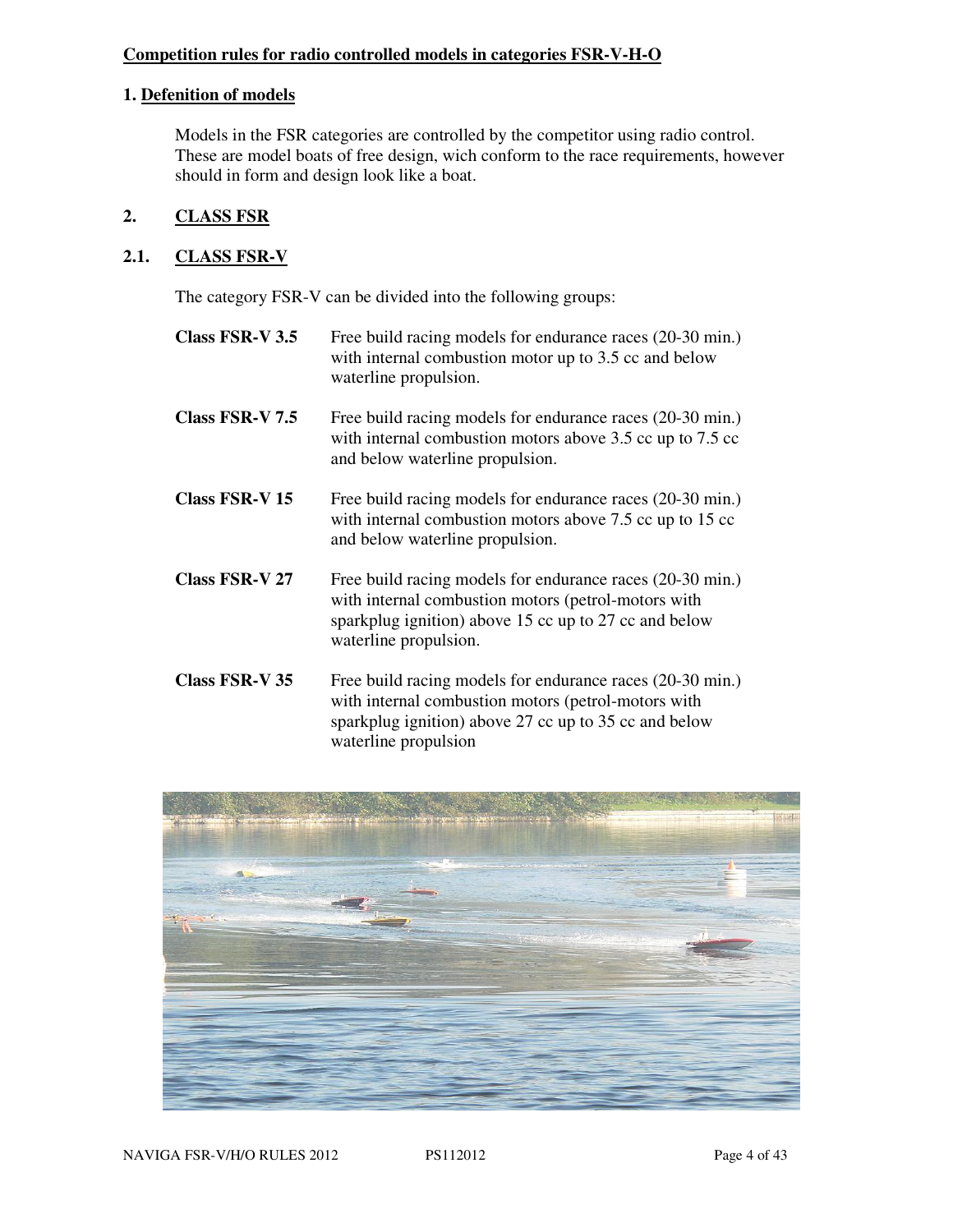**Competition rules for radio controlled models in categories FSR-V-H-O**

## 1. Defenition of models

Models in the FSR categories are controlled by the competitor using radio control. These are model boats of free design, wich conform to the race requirements, however should in form and design look like a boat.

## 2. CLASS FSR

### 2.1. CLASS FSR-V

The category FSR-V can be divided into the following groups:

**Class FSR-V 3.5** Free build racing models for endurance races (20-30 min.) with internal combustion motor up to 3.5 cc and below waterline propulsion.

**Class FSR-V 7.5** Free build racing models for endurance races (20-30 min.) with internal combustion motors above 3.5 cc up to 7.5 cc and below waterline propulsion.

**Class FSR-V 15** Free build racing models for endurance races (20-30 min.) with internal combustion motors above 7.5 cc up to 15 cc and below waterline propulsion.

**Class FSR-V 27** Free build racing models for endurance races (20-30 min.) with internal combustion motors (petrol-motors with sparkplug ignition) above 15 cc up to 27 cc and below waterline propulsion.

**Class FSR-V 35** Free build racing models for endurance races (20-30 min.) with internal combustion motors (petrol-motors with sparkplug ignition) above 27 cc up to 35 cc and below waterline propulsion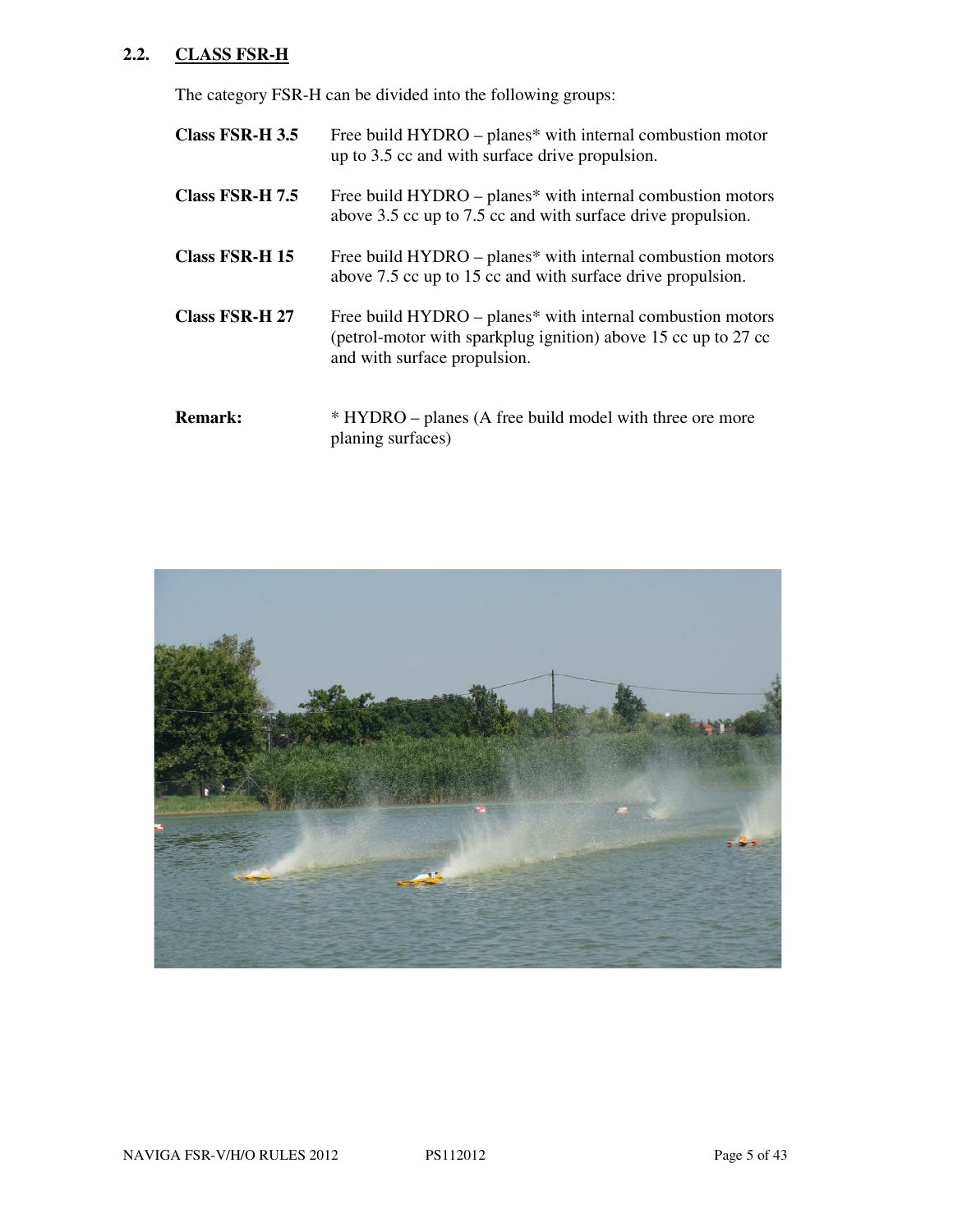## 2.2. CLASS FSR-H

The category FSR-H can be divided into the following groups:

| | |
|---|---|
| **Class FSR-H 3.5** | Free build HYDRO – planes* with internal combustion motor up to 3.5 cc and with surface drive propulsion. |
| **Class FSR-H 7.5** | Free build HYDRO – planes* with internal combustion motors above 3.5 cc up to 7.5 cc and with surface drive propulsion. |
| **Class FSR-H 15** | Free build HYDRO – planes* with internal combustion motors above 7.5 cc up to 15 cc and with surface drive propulsion. |
| **Class FSR-H 27** | Free build HYDRO – planes* with internal combustion motors (petrol-motor with sparkplug ignition) above 15 cc up to 27 cc and with surface propulsion. |

**Remark:** * HYDRO – planes (A free build model with three ore more planing surfaces)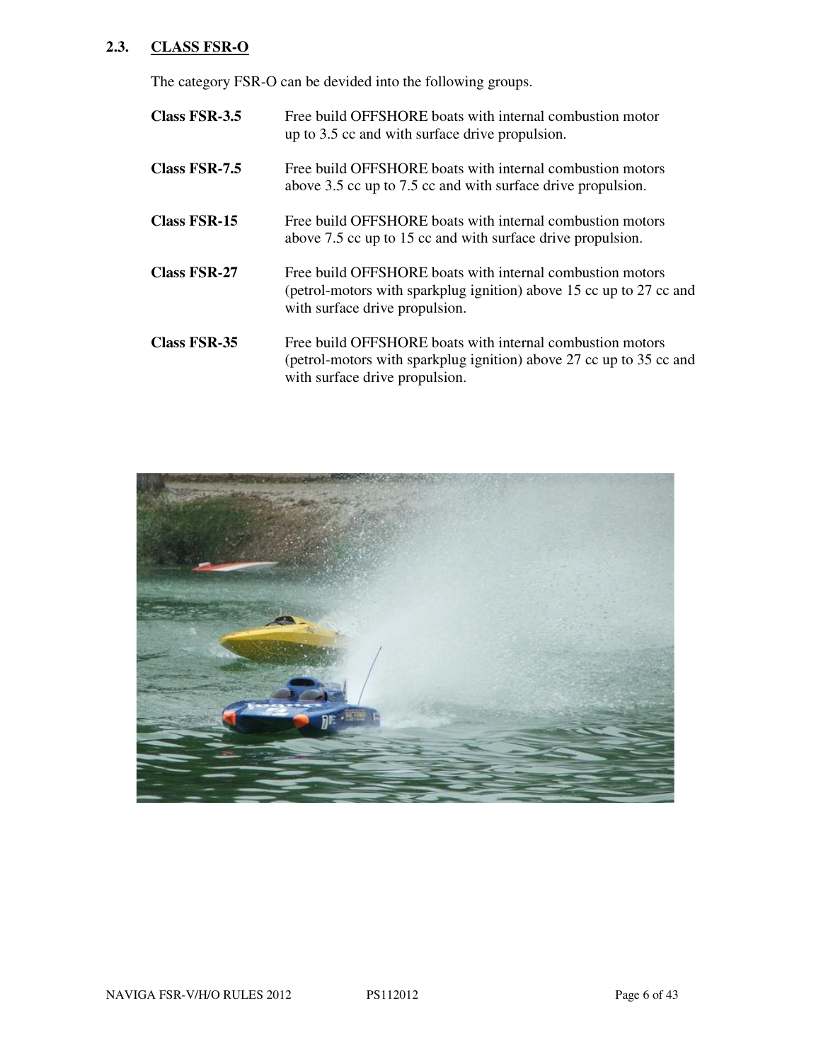## 2.3. CLASS FSR-O

The category FSR-O can be devided into the following groups.

| | |
|---|---|
| **Class FSR-3.5** | Free build OFFSHORE boats with internal combustion motor up to 3.5 cc and with surface drive propulsion. |
| **Class FSR-7.5** | Free build OFFSHORE boats with internal combustion motors above 3.5 cc up to 7.5 cc and with surface drive propulsion. |
| **Class FSR-15** | Free build OFFSHORE boats with internal combustion motors above 7.5 cc up to 15 cc and with surface drive propulsion. |
| **Class FSR-27** | Free build OFFSHORE boats with internal combustion motors (petrol-motors with sparkplug ignition) above 15 cc up to 27 cc and with surface drive propulsion. |
| **Class FSR-35** | Free build OFFSHORE boats with internal combustion motors (petrol-motors with sparkplug ignition) above 27 cc up to 35 cc and with surface drive propulsion. |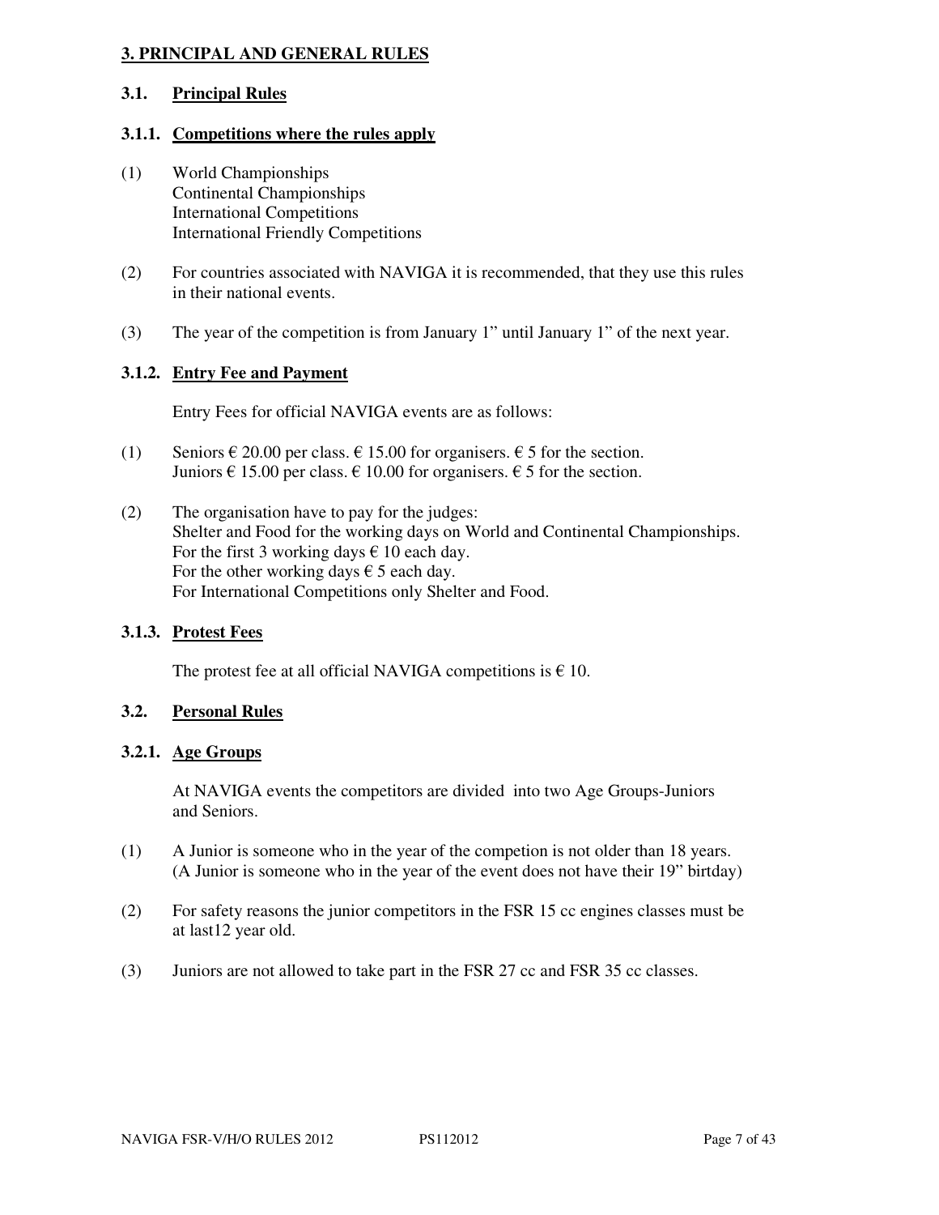## 3. PRINCIPAL AND GENERAL RULES

### 3.1. Principal Rules

#### 3.1.1. Competitions where the rules apply

(1) World Championships
Continental Championships
International Competitions
International Friendly Competitions

(2) For countries associated with NAVIGA it is recommended, that they use this rules in their national events.

(3) The year of the competition is from January 1" until January 1" of the next year.

#### 3.1.2. Entry Fee and Payment

Entry Fees for official NAVIGA events are as follows:

(1) Seniors € 20.00 per class. € 15.00 for organisers. € 5 for the section.
Juniors € 15.00 per class. € 10.00 for organisers. € 5 for the section.

(2) The organisation have to pay for the judges:
Shelter and Food for the working days on World and Continental Championships.
For the first 3 working days € 10 each day.
For the other working days € 5 each day.
For International Competitions only Shelter and Food.

#### 3.1.3. Protest Fees

The protest fee at all official NAVIGA competitions is € 10.

### 3.2. Personal Rules

#### 3.2.1. Age Groups

At NAVIGA events the competitors are divided into two Age Groups-Juniors and Seniors.

(1) A Junior is someone who in the year of the competion is not older than 18 years. (A Junior is someone who in the year of the event does not have their 19" birtday)

(2) For safety reasons the junior competitors in the FSR 15 cc engines classes must be at last12 year old.

(3) Juniors are not allowed to take part in the FSR 27 cc and FSR 35 cc classes.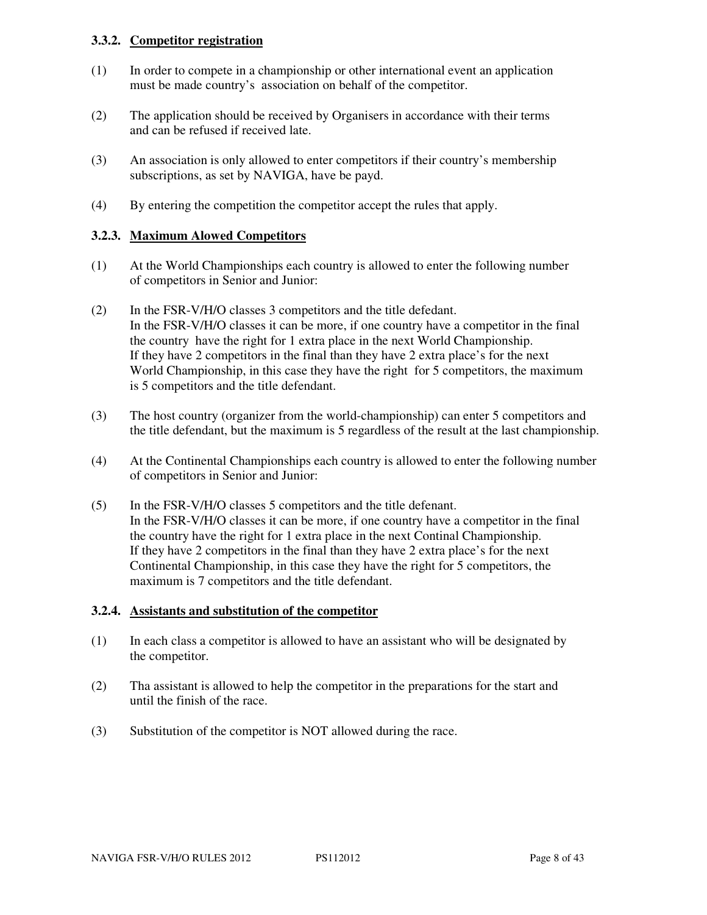### 3.3.2. Competitor registration

(1) In order to compete in a championship or other international event an application must be made country's association on behalf of the competitor.

(2) The application should be received by Organisers in accordance with their terms and can be refused if received late.

(3) An association is only allowed to enter competitors if their country's membership subscriptions, as set by NAVIGA, have be payd.

(4) By entering the competition the competitor accept the rules that apply.

### 3.2.3. Maximum Alowed Competitors

(1) At the World Championships each country is allowed to enter the following number of competitors in Senior and Junior:

(2) In the FSR-V/H/O classes 3 competitors and the title defedant.
In the FSR-V/H/O classes it can be more, if one country have a competitor in the final the country have the right for 1 extra place in the next World Championship.
If they have 2 competitors in the final than they have 2 extra place's for the next World Championship, in this case they have the right for 5 competitors, the maximum is 5 competitors and the title defendant.

(3) The host country (organizer from the world-championship) can enter 5 competitors and the title defendant, but the maximum is 5 regardless of the result at the last championship.

(4) At the Continental Championships each country is allowed to enter the following number of competitors in Senior and Junior:

(5) In the FSR-V/H/O classes 5 competitors and the title defenant.
In the FSR-V/H/O classes it can be more, if one country have a competitor in the final the country have the right for 1 extra place in the next Continal Championship.
If they have 2 competitors in the final than they have 2 extra place's for the next Continental Championship, in this case they have the right for 5 competitors, the maximum is 7 competitors and the title defendant.

### 3.2.4. Assistants and substitution of the competitor

(1) In each class a competitor is allowed to have an assistant who will be designated by the competitor.

(2) Tha assistant is allowed to help the competitor in the preparations for the start and until the finish of the race.

(3) Substitution of the competitor is NOT allowed during the race.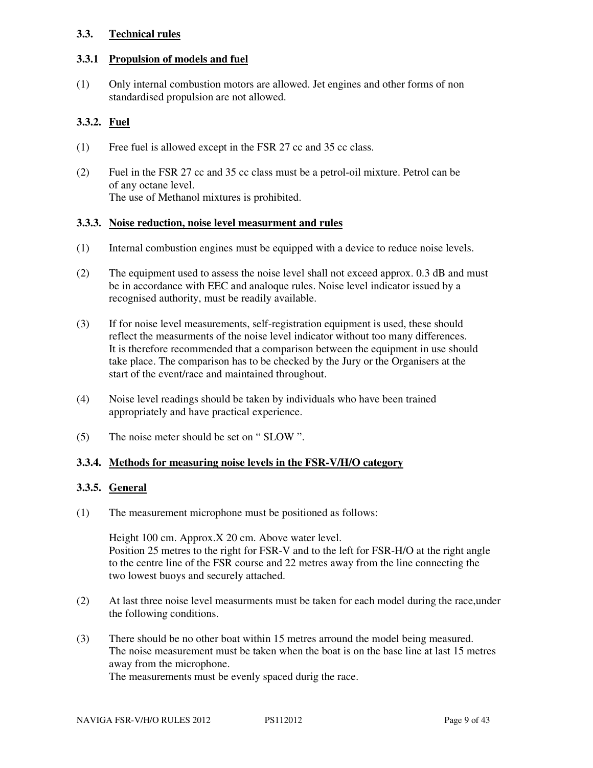### 3.3. Technical rules

### 3.3.1 Propulsion of models and fuel

(1) Only internal combustion motors are allowed. Jet engines and other forms of non standardised propulsion are not allowed.

### 3.3.2. Fuel

(1) Free fuel is allowed except in the FSR 27 cc and 35 cc class.

(2) Fuel in the FSR 27 cc and 35 cc class must be a petrol-oil mixture. Petrol can be of any octane level.
The use of Methanol mixtures is prohibited.

### 3.3.3. Noise reduction, noise level measurment and rules

(1) Internal combustion engines must be equipped with a device to reduce noise levels.

(2) The equipment used to assess the noise level shall not exceed approx. 0.3 dB and must be in accordance with EEC and analoque rules. Noise level indicator issued by a recognised authority, must be readily available.

(3) If for noise level measurements, self-registration equipment is used, these should reflect the measurments of the noise level indicator without too many differences. It is therefore recommended that a comparison between the equipment in use should take place. The comparison has to be checked by the Jury or the Organisers at the start of the event/race and maintained throughout.

(4) Noise level readings should be taken by individuals who have been trained appropriately and have practical experience.

(5) The noise meter should be set on “ SLOW ”.

### 3.3.4. Methods for measuring noise levels in the FSR-V/H/O category

### 3.3.5. General

(1) The measurement microphone must be positioned as follows:

Height 100 cm. Approx.X 20 cm. Above water level.
Position 25 metres to the right for FSR-V and to the left for FSR-H/O at the right angle to the centre line of the FSR course and 22 metres away from the line connecting the two lowest buoys and securely attached.

(2) At last three noise level measurments must be taken for each model during the race,under the following conditions.

(3) There should be no other boat within 15 metres arround the model being measured.
The noise measurement must be taken when the boat is on the base line at last 15 metres away from the microphone.
The measurements must be evenly spaced durig the race.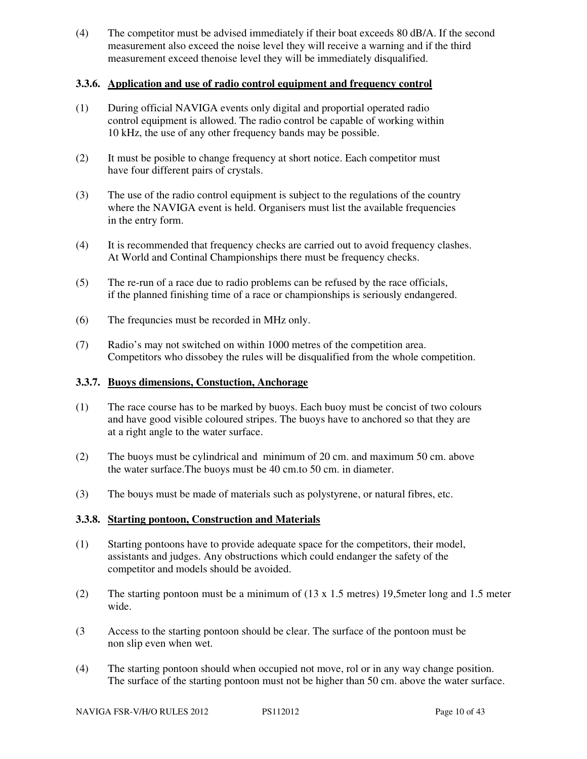(4) The competitor must be advised immediately if their boat exceeds 80 dB/A. If the second measurement also exceed the noise level they will receive a warning and if the third measurement exceed thenoise level they will be immediately disqualified.

### 3.3.6. Application and use of radio control equipment and frequency control

(1) During official NAVIGA events only digital and proportial operated radio control equipment is allowed. The radio control be capable of working within 10 kHz, the use of any other frequency bands may be possible.

(2) It must be posible to change frequency at short notice. Each competitor must have four different pairs of crystals.

(3) The use of the radio control equipment is subject to the regulations of the country where the NAVIGA event is held. Organisers must list the available frequencies in the entry form.

(4) It is recommended that frequency checks are carried out to avoid frequency clashes. At World and Continal Championships there must be frequency checks.

(5) The re-run of a race due to radio problems can be refused by the race officials, if the planned finishing time of a race or championships is seriously endangered.

(6) The frequncies must be recorded in MHz only.

(7) Radio's may not switched on within 1000 metres of the competition area. Competitors who dissobey the rules will be disqualified from the whole competition.

### 3.3.7. Buoys dimensions, Constuction, Anchorage

(1) The race course has to be marked by buoys. Each buoy must be concist of two colours and have good visible coloured stripes. The buoys have to anchored so that they are at a right angle to the water surface.

(2) The buoys must be cylindrical and minimum of 20 cm. and maximum 50 cm. above the water surface.The buoys must be 40 cm.to 50 cm. in diameter.

(3) The bouys must be made of materials such as polystyrene, or natural fibres, etc.

### 3.3.8. Starting pontoon, Construction and Materials

(1) Starting pontoons have to provide adequate space for the competitors, their model, assistants and judges. Any obstructions which could endanger the safety of the competitor and models should be avoided.

(2) The starting pontoon must be a minimum of (13 x 1.5 metres) 19,5meter long and 1.5 meter wide.

(3 Access to the starting pontoon should be clear. The surface of the pontoon must be non slip even when wet.

(4) The starting pontoon should when occupied not move, rol or in any way change position. The surface of the starting pontoon must not be higher than 50 cm. above the water surface.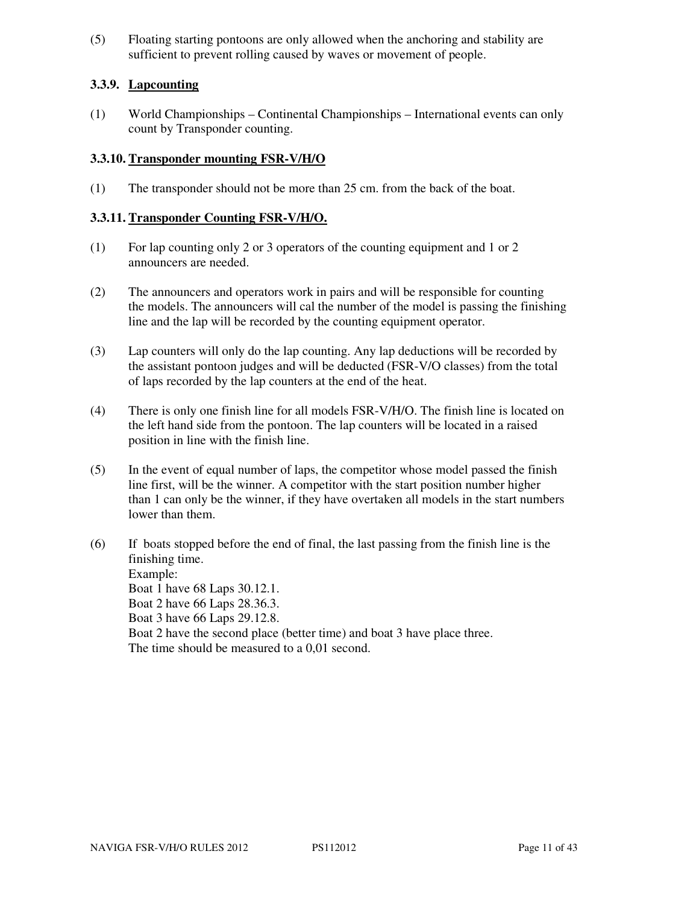(5) Floating starting pontoons are only allowed when the anchoring and stability are sufficient to prevent rolling caused by waves or movement of people.

### 3.3.9. Lapcounting

(1) World Championships – Continental Championships – International events can only count by Transponder counting.

### 3.3.10. Transponder mounting FSR-V/H/O

(1) The transponder should not be more than 25 cm. from the back of the boat.

### 3.3.11. Transponder Counting FSR-V/H/O.

(1) For lap counting only 2 or 3 operators of the counting equipment and 1 or 2 announcers are needed.

(2) The announcers and operators work in pairs and will be responsible for counting the models. The announcers will cal the number of the model is passing the finishing line and the lap will be recorded by the counting equipment operator.

(3) Lap counters will only do the lap counting. Any lap deductions will be recorded by the assistant pontoon judges and will be deducted (FSR-V/O classes) from the total of laps recorded by the lap counters at the end of the heat.

(4) There is only one finish line for all models FSR-V/H/O. The finish line is located on the left hand side from the pontoon. The lap counters will be located in a raised position in line with the finish line.

(5) In the event of equal number of laps, the competitor whose model passed the finish line first, will be the winner. A competitor with the start position number higher than 1 can only be the winner, if they have overtaken all models in the start numbers lower than them.

(6) If boats stopped before the end of final, the last passing from the finish line is the finishing time.
Example:
Boat 1 have 68 Laps 30.12.1.
Boat 2 have 66 Laps 28.36.3.
Boat 3 have 66 Laps 29.12.8.
Boat 2 have the second place (better time) and boat 3 have place three.
The time should be measured to a 0,01 second.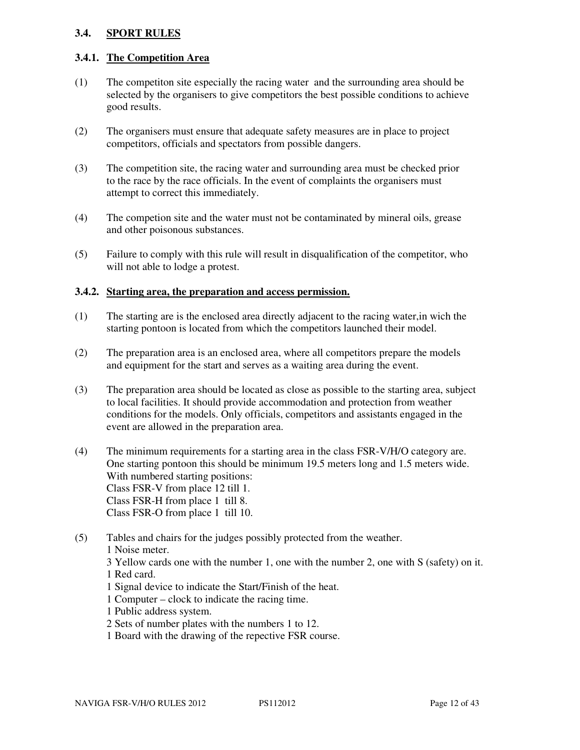### 3.4. SPORT RULES

#### 3.4.1. The Competition Area

(1) The competiton site especially the racing water and the surrounding area should be selected by the organisers to give competitors the best possible conditions to achieve good results.

(2) The organisers must ensure that adequate safety measures are in place to project competitors, officials and spectators from possible dangers.

(3) The competition site, the racing water and surrounding area must be checked prior to the race by the race officials. In the event of complaints the organisers must attempt to correct this immediately.

(4) The competion site and the water must not be contaminated by mineral oils, grease and other poisonous substances.

(5) Failure to comply with this rule will result in disqualification of the competitor, who will not able to lodge a protest.

#### 3.4.2. Starting area, the preparation and access permission.

(1) The starting are is the enclosed area directly adjacent to the racing water,in wich the starting pontoon is located from which the competitors launched their model.

(2) The preparation area is an enclosed area, where all competitors prepare the models and equipment for the start and serves as a waiting area during the event.

(3) The preparation area should be located as close as possible to the starting area, subject to local facilities. It should provide accommodation and protection from weather conditions for the models. Only officials, competitors and assistants engaged in the event are allowed in the preparation area.

(4) The minimum requirements for a starting area in the class FSR-V/H/O category are.
One starting pontoon this should be minimum 19.5 meters long and 1.5 meters wide.
With numbered starting positions:
Class FSR-V from place 12 till 1.
Class FSR-H from place 1 till 8.
Class FSR-O from place 1 till 10.

(5) Tables and chairs for the judges possibly protected from the weather.
1 Noise meter.
3 Yellow cards one with the number 1, one with the number 2, one with S (safety) on it.
1 Red card.
1 Signal device to indicate the Start/Finish of the heat.
1 Computer – clock to indicate the racing time.
1 Public address system.
2 Sets of number plates with the numbers 1 to 12.
1 Board with the drawing of the repective FSR course.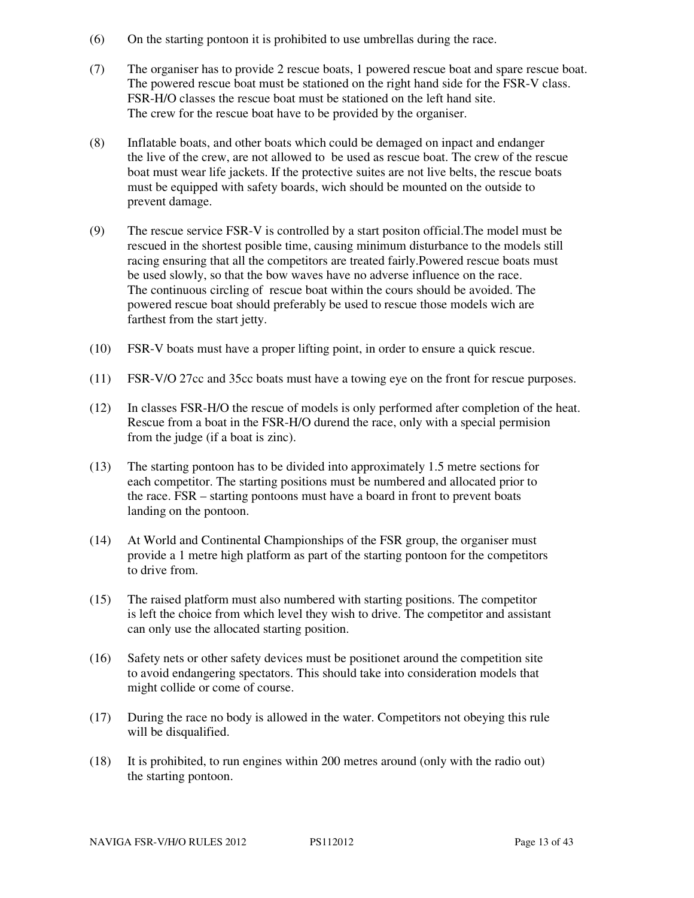(6) On the starting pontoon it is prohibited to use umbrellas during the race.

(7) The organiser has to provide 2 rescue boats, 1 powered rescue boat and spare rescue boat. The powered rescue boat must be stationed on the right hand side for the FSR-V class. FSR-H/O classes the rescue boat must be stationed on the left hand site. The crew for the rescue boat have to be provided by the organiser.

(8) Inflatable boats, and other boats which could be demaged on inpact and endanger the live of the crew, are not allowed to be used as rescue boat. The crew of the rescue boat must wear life jackets. If the protective suites are not live belts, the rescue boats must be equipped with safety boards, wich should be mounted on the outside to prevent damage.

(9) The rescue service FSR-V is controlled by a start positon official.The model must be rescued in the shortest posible time, causing minimum disturbance to the models still racing ensuring that all the competitors are treated fairly.Powered rescue boats must be used slowly, so that the bow waves have no adverse influence on the race. The continuous circling of rescue boat within the cours should be avoided. The powered rescue boat should preferably be used to rescue those models wich are farthest from the start jetty.

(10) FSR-V boats must have a proper lifting point, in order to ensure a quick rescue.

(11) FSR-V/O 27cc and 35cc boats must have a towing eye on the front for rescue purposes.

(12) In classes FSR-H/O the rescue of models is only performed after completion of the heat. Rescue from a boat in the FSR-H/O durend the race, only with a special permision from the judge (if a boat is zinc).

(13) The starting pontoon has to be divided into approximately 1.5 metre sections for each competitor. The starting positions must be numbered and allocated prior to the race. FSR – starting pontoons must have a board in front to prevent boats landing on the pontoon.

(14) At World and Continental Championships of the FSR group, the organiser must provide a 1 metre high platform as part of the starting pontoon for the competitors to drive from.

(15) The raised platform must also numbered with starting positions. The competitor is left the choice from which level they wish to drive. The competitor and assistant can only use the allocated starting position.

(16) Safety nets or other safety devices must be positionet around the competition site to avoid endangering spectators. This should take into consideration models that might collide or come of course.

(17) During the race no body is allowed in the water. Competitors not obeying this rule will be disqualified.

(18) It is prohibited, to run engines within 200 metres around (only with the radio out) the starting pontoon.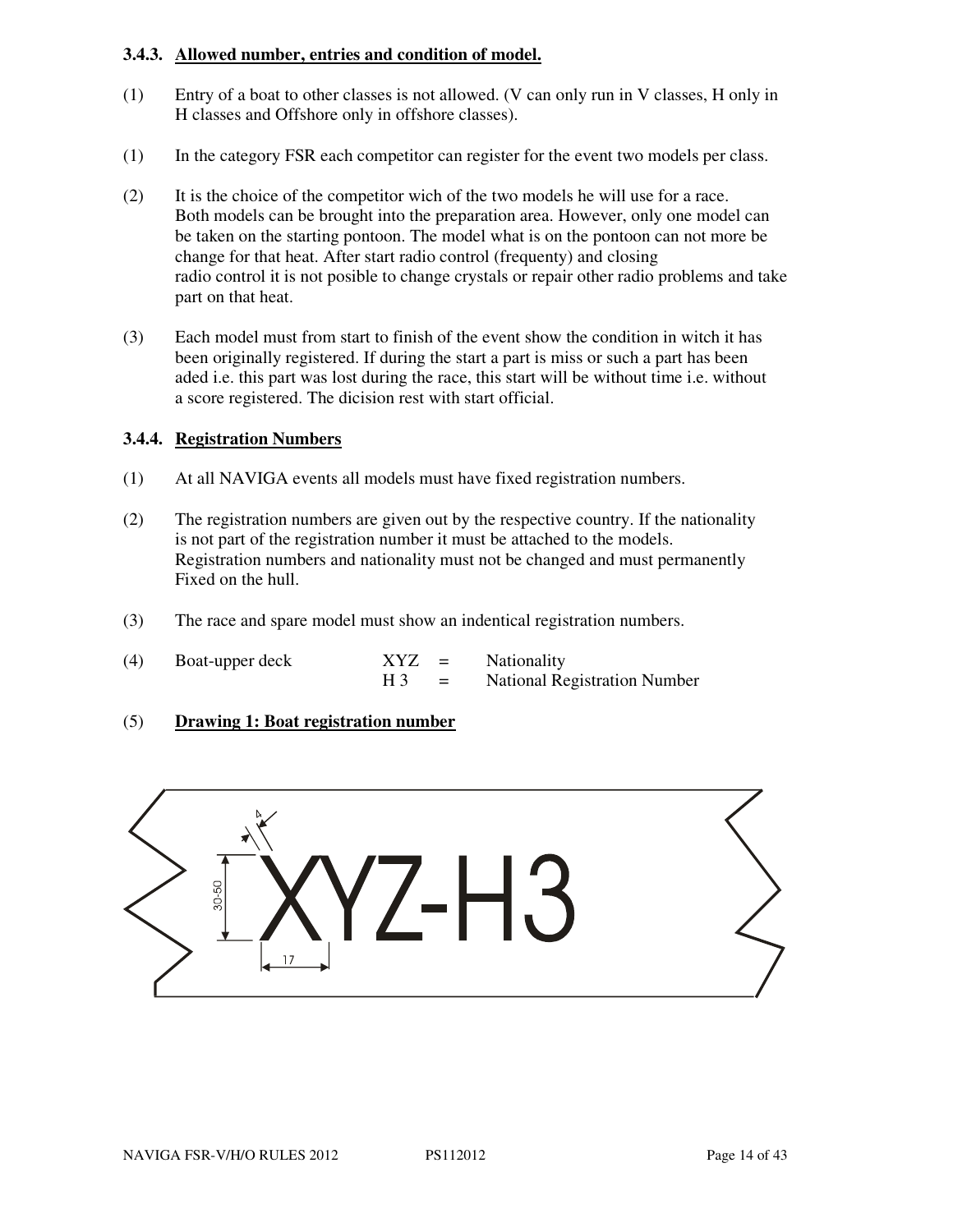### 3.4.3. Allowed number, entries and condition of model.

(1) Entry of a boat to other classes is not allowed. (V can only run in V classes, H only in H classes and Offshore only in offshore classes).

(1) In the category FSR each competitor can register for the event two models per class.

(2) It is the choice of the competitor wich of the two models he will use for a race. Both models can be brought into the preparation area. However, only one model can be taken on the starting pontoon. The model what is on the pontoon can not more be change for that heat. After start radio control (frequenty) and closing radio control it is not posible to change crystals or repair other radio problems and take part on that heat.

(3) Each model must from start to finish of the event show the condition in witch it has been originally registered. If during the start a part is miss or such a part has been aded i.e. this part was lost during the race, this start will be without time i.e. without a score registered. The dicision rest with start official.

### 3.4.4. Registration Numbers

(1) At all NAVIGA events all models must have fixed registration numbers.

(2) The registration numbers are given out by the respective country. If the nationality is not part of the registration number it must be attached to the models. Registration numbers and nationality must not be changed and must permanently Fixed on the hull.

(3) The race and spare model must show an indentical registration numbers.

(4) Boat-upper deck

| | | |
|---|---|---|
| XYZ | = | Nationality |
| H 3 | = | National Registration Number |

(5) **Drawing 1: Boat registration number**

XYZ-H3

4

30-50

17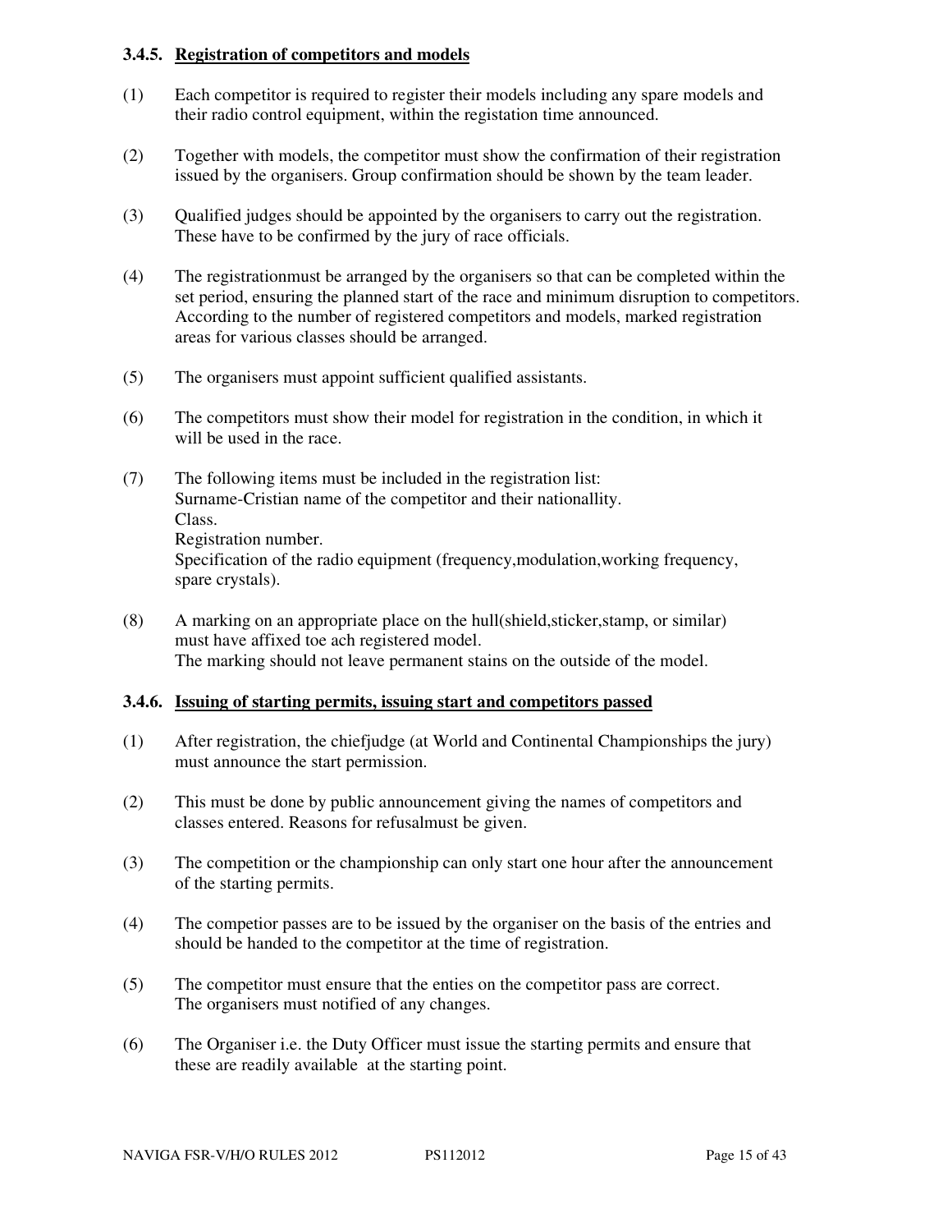### 3.4.5. Registration of competitors and models

(1) Each competitor is required to register their models including any spare models and their radio control equipment, within the registation time announced.

(2) Together with models, the competitor must show the confirmation of their registration issued by the organisers. Group confirmation should be shown by the team leader.

(3) Qualified judges should be appointed by the organisers to carry out the registration. These have to be confirmed by the jury of race officials.

(4) The registrationmust be arranged by the organisers so that can be completed within the set period, ensuring the planned start of the race and minimum disruption to competitors. According to the number of registered competitors and models, marked registration areas for various classes should be arranged.

(5) The organisers must appoint sufficient qualified assistants.

(6) The competitors must show their model for registration in the condition, in which it will be used in the race.

(7) The following items must be included in the registration list:
Surname-Cristian name of the competitor and their nationallity.
Class.
Registration number.
Specification of the radio equipment (frequency,modulation,working frequency, spare crystals).

(8) A marking on an appropriate place on the hull(shield,sticker,stamp, or similar) must have affixed toe ach registered model.
The marking should not leave permanent stains on the outside of the model.

### 3.4.6. Issuing of starting permits, issuing start and competitors passed

(1) After registration, the chiefjudge (at World and Continental Championships the jury) must announce the start permission.

(2) This must be done by public announcement giving the names of competitors and classes entered. Reasons for refusalmust be given.

(3) The competition or the championship can only start one hour after the announcement of the starting permits.

(4) The competior passes are to be issued by the organiser on the basis of the entries and should be handed to the competitor at the time of registration.

(5) The competitor must ensure that the enties on the competitor pass are correct. The organisers must notified of any changes.

(6) The Organiser i.e. the Duty Officer must issue the starting permits and ensure that these are readily available at the starting point.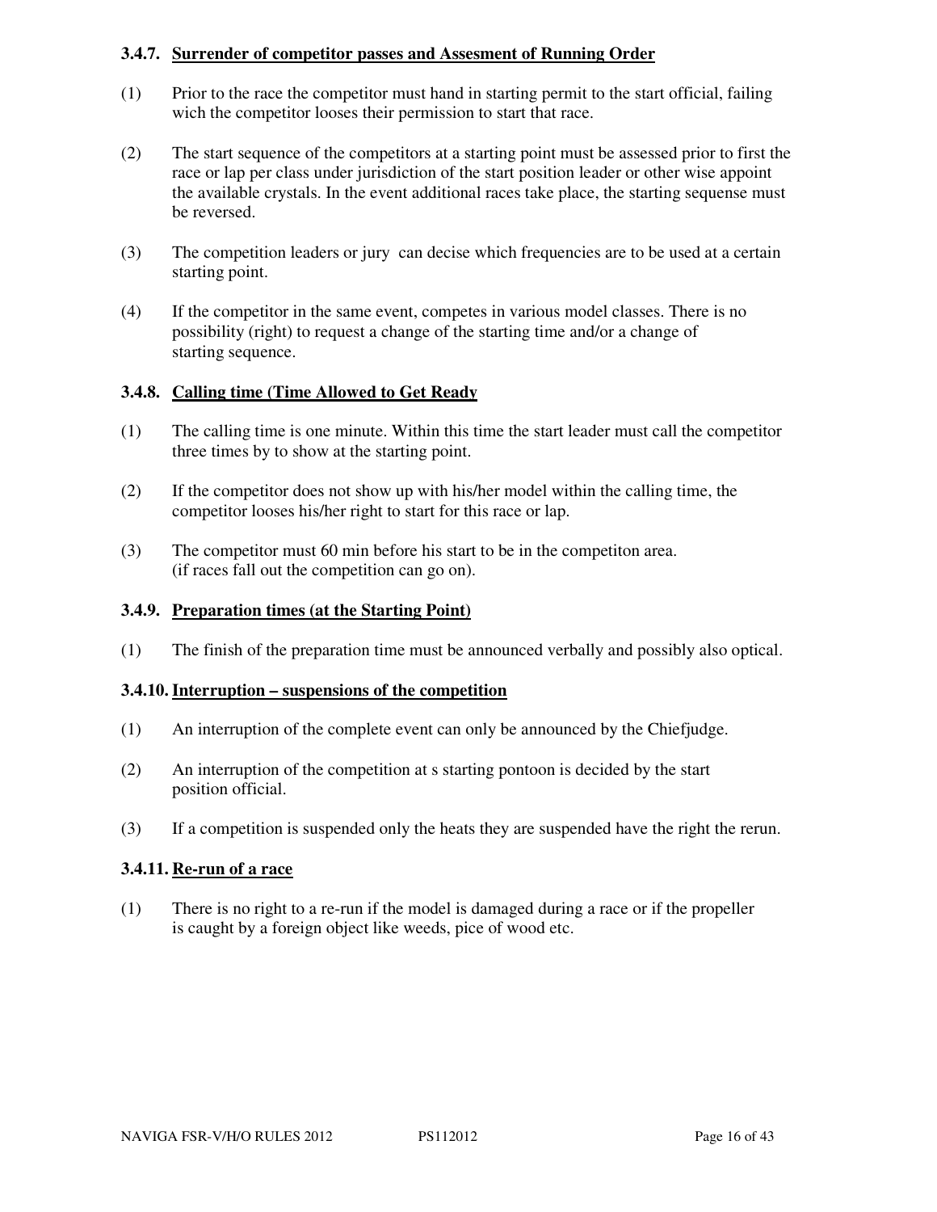### 3.4.7. Surrender of competitor passes and Assesment of Running Order

(1) Prior to the race the competitor must hand in starting permit to the start official, failing wich the competitor looses their permission to start that race.

(2) The start sequence of the competitors at a starting point must be assessed prior to first the race or lap per class under jurisdiction of the start position leader or other wise appoint the available crystals. In the event additional races take place, the starting sequense must be reversed.

(3) The competition leaders or jury can decise which frequencies are to be used at a certain starting point.

(4) If the competitor in the same event, competes in various model classes. There is no possibility (right) to request a change of the starting time and/or a change of starting sequence.

### 3.4.8. Calling time (Time Allowed to Get Ready

(1) The calling time is one minute. Within this time the start leader must call the competitor three times by to show at the starting point.

(2) If the competitor does not show up with his/her model within the calling time, the competitor looses his/her right to start for this race or lap.

(3) The competitor must 60 min before his start to be in the competiton area. (if races fall out the competition can go on).

### 3.4.9. Preparation times (at the Starting Point)

(1) The finish of the preparation time must be announced verbally and possibly also optical.

### 3.4.10. Interruption – suspensions of the competition

(1) An interruption of the complete event can only be announced by the Chiefjudge.

(2) An interruption of the competition at s starting pontoon is decided by the start position official.

(3) If a competition is suspended only the heats they are suspended have the right the rerun.

### 3.4.11. Re-run of a race

(1) There is no right to a re-run if the model is damaged during a race or if the propeller is caught by a foreign object like weeds, pice of wood etc.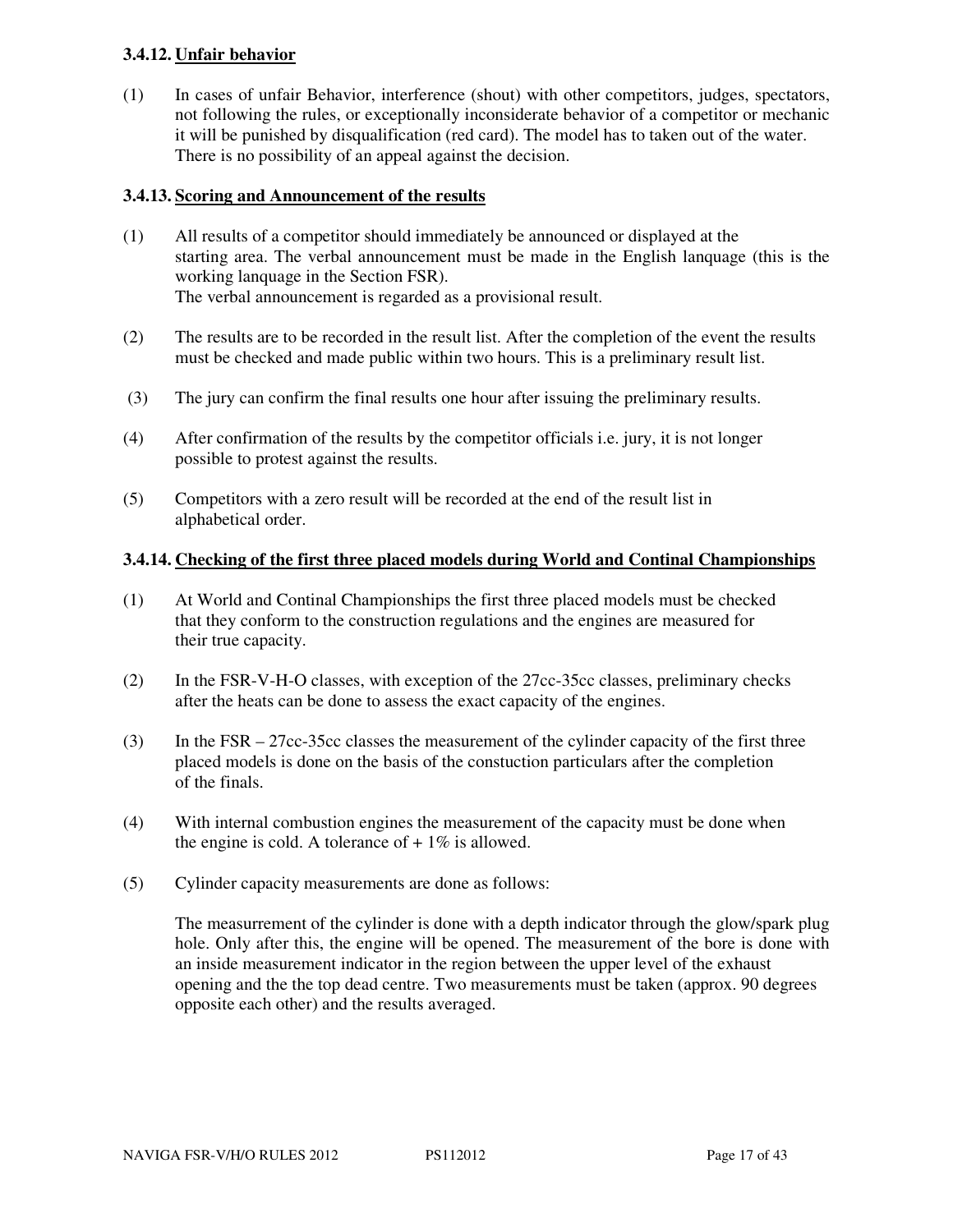### 3.4.12. Unfair behavior

(1) In cases of unfair Behavior, interference (shout) with other competitors, judges, spectators, not following the rules, or exceptionally inconsiderate behavior of a competitor or mechanic it will be punished by disqualification (red card). The model has to taken out of the water. There is no possibility of an appeal against the decision.

### 3.4.13. Scoring and Announcement of the results

(1) All results of a competitor should immediately be announced or displayed at the starting area. The verbal announcement must be made in the English lanquage (this is the working lanquage in the Section FSR).
The verbal announcement is regarded as a provisional result.

(2) The results are to be recorded in the result list. After the completion of the event the results must be checked and made public within two hours. This is a preliminary result list.

(3) The jury can confirm the final results one hour after issuing the preliminary results.

(4) After confirmation of the results by the competitor officials i.e. jury, it is not longer possible to protest against the results.

(5) Competitors with a zero result will be recorded at the end of the result list in alphabetical order.

### 3.4.14. Checking of the first three placed models during World and Continal Championships

(1) At World and Continal Championships the first three placed models must be checked that they conform to the construction regulations and the engines are measured for their true capacity.

(2) In the FSR-V-H-O classes, with exception of the 27cc-35cc classes, preliminary checks after the heats can be done to assess the exact capacity of the engines.

(3) In the FSR – 27cc-35cc classes the measurement of the cylinder capacity of the first three placed models is done on the basis of the constuction particulars after the completion of the finals.

(4) With internal combustion engines the measurement of the capacity must be done when the engine is cold. A tolerance of + 1% is allowed.

(5) Cylinder capacity measurements are done as follows:

The measurrement of the cylinder is done with a depth indicator through the glow/spark plug hole. Only after this, the engine will be opened. The measurement of the bore is done with an inside measurement indicator in the region between the upper level of the exhaust opening and the the top dead centre. Two measurements must be taken (approx. 90 degrees opposite each other) and the results averaged.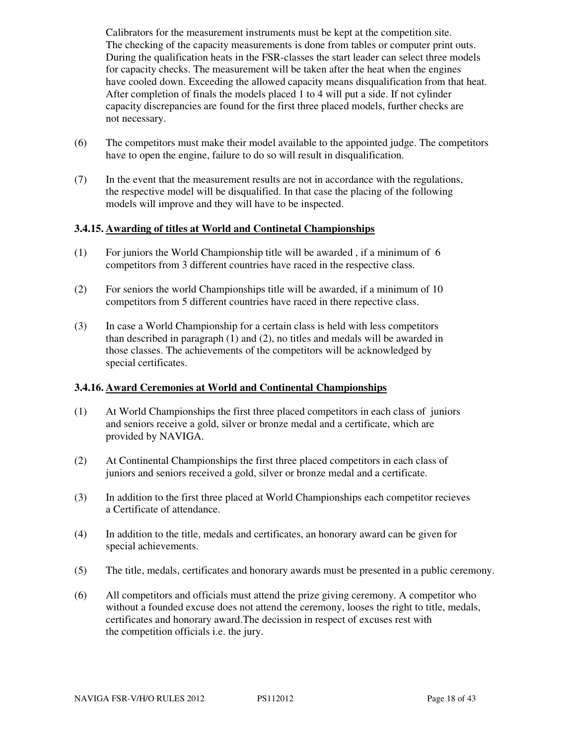Calibrators for the measurement instruments must be kept at the competition site. The checking of the capacity measurements is done from tables or computer print outs. During the qualification heats in the FSR-classes the start leader can select three models for capacity checks. The measurement will be taken after the heat when the engines have cooled down. Exceeding the allowed capacity means disqualification from that heat. After completion of finals the models placed 1 to 4 will put a side. If not cylinder capacity discrepancies are found for the first three placed models, further checks are not necessary.

(6) The competitors must make their model available to the appointed judge. The competitors have to open the engine, failure to do so will result in disqualification.

(7) In the event that the measurement results are not in accordance with the regulations, the respective model will be disqualified. In that case the placing of the following models will improve and they will have to be inspected.

### 3.4.15. Awarding of titles at World and Continetal Championships

(1) For juniors the World Championship title will be awarded , if a minimum of 6 competitors from 3 different countries have raced in the respective class.

(2) For seniors the world Championships title will be awarded, if a minimum of 10 competitors from 5 different countries have raced in there repective class.

(3) In case a World Championship for a certain class is held with less competitors than described in paragraph (1) and (2), no titles and medals will be awarded in those classes. The achievements of the competitors will be acknowledged by special certificates.

### 3.4.16. Award Ceremonies at World and Continental Championships

(1) At World Championships the first three placed competitors in each class of juniors and seniors receive a gold, silver or bronze medal and a certificate, which are provided by NAVIGA.

(2) At Continental Championships the first three placed competitors in each class of juniors and seniors received a gold, silver or bronze medal and a certificate.

(3) In addition to the first three placed at World Championships each competitor recieves a Certificate of attendance.

(4) In addition to the title, medals and certificates, an honorary award can be given for special achievements.

(5) The title, medals, certificates and honorary awards must be presented in a public ceremony.

(6) All competitors and officials must attend the prize giving ceremony. A competitor who without a founded excuse does not attend the ceremony, looses the right to title, medals, certificates and honorary award.The decission in respect of excuses rest with the competition officials i.e. the jury.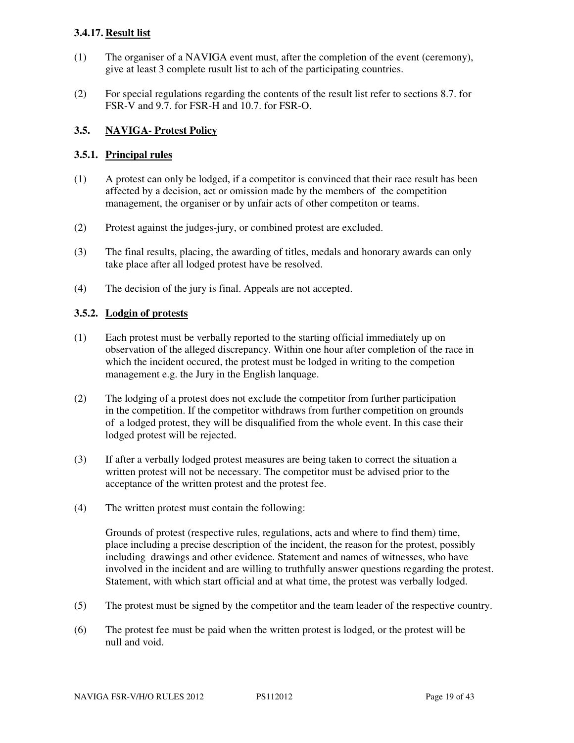### 3.4.17. Result list

(1) The organiser of a NAVIGA event must, after the completion of the event (ceremony), give at least 3 complete rusult list to ach of the participating countries.

(2) For special regulations regarding the contents of the result list refer to sections 8.7. for FSR-V and 9.7. for FSR-H and 10.7. for FSR-O.

### 3.5. NAVIGA- Protest Policy

### 3.5.1. Principal rules

(1) A protest can only be lodged, if a competitor is convinced that their race result has been affected by a decision, act or omission made by the members of the competition management, the organiser or by unfair acts of other competiton or teams.

(2) Protest against the judges-jury, or combined protest are excluded.

(3) The final results, placing, the awarding of titles, medals and honorary awards can only take place after all lodged protest have be resolved.

(4) The decision of the jury is final. Appeals are not accepted.

### 3.5.2. Lodgin of protests

(1) Each protest must be verbally reported to the starting official immediately up on observation of the alleged discrepancy. Within one hour after completion of the race in which the incident occured, the protest must be lodged in writing to the competion management e.g. the Jury in the English lanquage.

(2) The lodging of a protest does not exclude the competitor from further participation in the competition. If the competitor withdraws from further competition on grounds of a lodged protest, they will be disqualified from the whole event. In this case their lodged protest will be rejected.

(3) If after a verbally lodged protest measures are being taken to correct the situation a written protest will not be necessary. The competitor must be advised prior to the acceptance of the written protest and the protest fee.

(4) The written protest must contain the following:

Grounds of protest (respective rules, regulations, acts and where to find them) time, place including a precise description of the incident, the reason for the protest, possibly including drawings and other evidence. Statement and names of witnesses, who have involved in the incident and are willing to truthfully answer questions regarding the protest. Statement, with which start official and at what time, the protest was verbally lodged.

(5) The protest must be signed by the competitor and the team leader of the respective country.

(6) The protest fee must be paid when the written protest is lodged, or the protest will be null and void.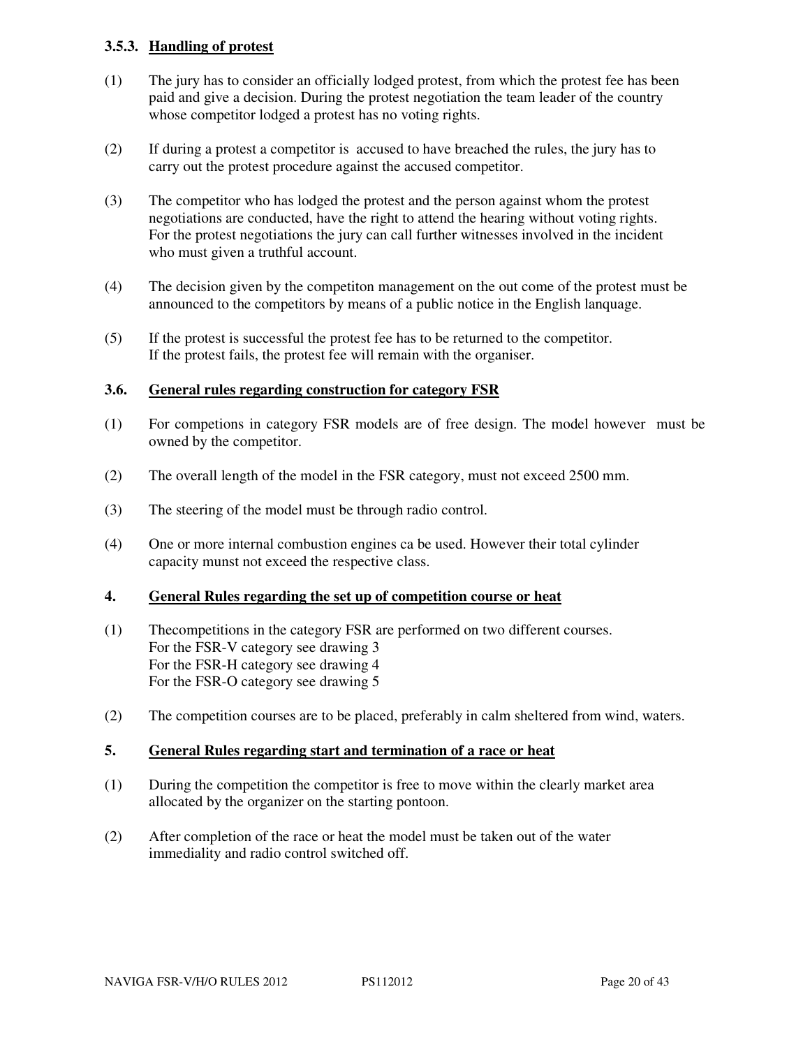### 3.5.3. Handling of protest

(1) The jury has to consider an officially lodged protest, from which the protest fee has been paid and give a decision. During the protest negotiation the team leader of the country whose competitor lodged a protest has no voting rights.

(2) If during a protest a competitor is accused to have breached the rules, the jury has to carry out the protest procedure against the accused competitor.

(3) The competitor who has lodged the protest and the person against whom the protest negotiations are conducted, have the right to attend the hearing without voting rights. For the protest negotiations the jury can call further witnesses involved in the incident who must given a truthful account.

(4) The decision given by the competiton management on the out come of the protest must be announced to the competitors by means of a public notice in the English lanquage.

(5) If the protest is successful the protest fee has to be returned to the competitor. If the protest fails, the protest fee will remain with the organiser.

### 3.6. General rules regarding construction for category FSR

(1) For competions in category FSR models are of free design. The model however must be owned by the competitor.

(2) The overall length of the model in the FSR category, must not exceed 2500 mm.

(3) The steering of the model must be through radio control.

(4) One or more internal combustion engines ca be used. However their total cylinder capacity munst not exceed the respective class.

## 4. General Rules regarding the set up of competition course or heat

(1) Thecompetitions in the category FSR are performed on two different courses.
For the FSR-V category see drawing 3
For the FSR-H category see drawing 4
For the FSR-O category see drawing 5

(2) The competition courses are to be placed, preferably in calm sheltered from wind, waters.

## 5. General Rules regarding start and termination of a race or heat

(1) During the competition the competitor is free to move within the clearly market area allocated by the organizer on the starting pontoon.

(2) After completion of the race or heat the model must be taken out of the water immediality and radio control switched off.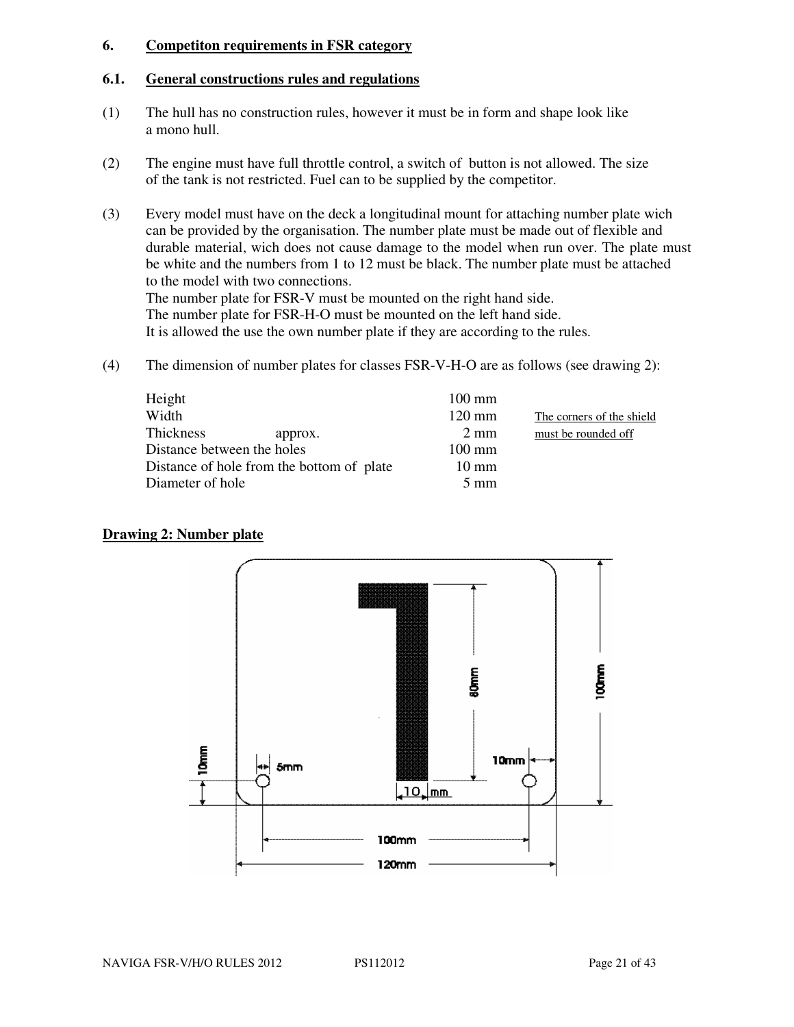## 6. Competiton requirements in FSR category

### 6.1. General constructions rules and regulations

(1) The hull has no construction rules, however it must be in form and shape look like a mono hull.

(2) The engine must have full throttle control, a switch of button is not allowed. The size of the tank is not restricted. Fuel can to be supplied by the competitor.

(3) Every model must have on the deck a longitudinal mount for attaching number plate wich can be provided by the organisation. The number plate must be made out of flexible and durable material, wich does not cause damage to the model when run over. The plate must be white and the numbers from 1 to 12 must be black. The number plate must be attached to the model with two connections.
The number plate for FSR-V must be mounted on the right hand side.
The number plate for FSR-H-O must be mounted on the left hand side.
It is allowed the use the own number plate if they are according to the rules.

(4) The dimension of number plates for classes FSR-V-H-O are as follows (see drawing 2):

| | | |
|---|---|---|
| Height | 100 mm | |
| Width | 120 mm | The corners of the shield |
| Thickness approx. | 2 mm | must be rounded off |
| Distance between the holes | 100 mm | |
| Distance of hole from the bottom of plate | 10 mm | |
| Diameter of hole | 5 mm | |

**Drawing 2: Number plate**

1

80mm

100mm

10mm

5mm

10mm

10 mm

100mm

120mm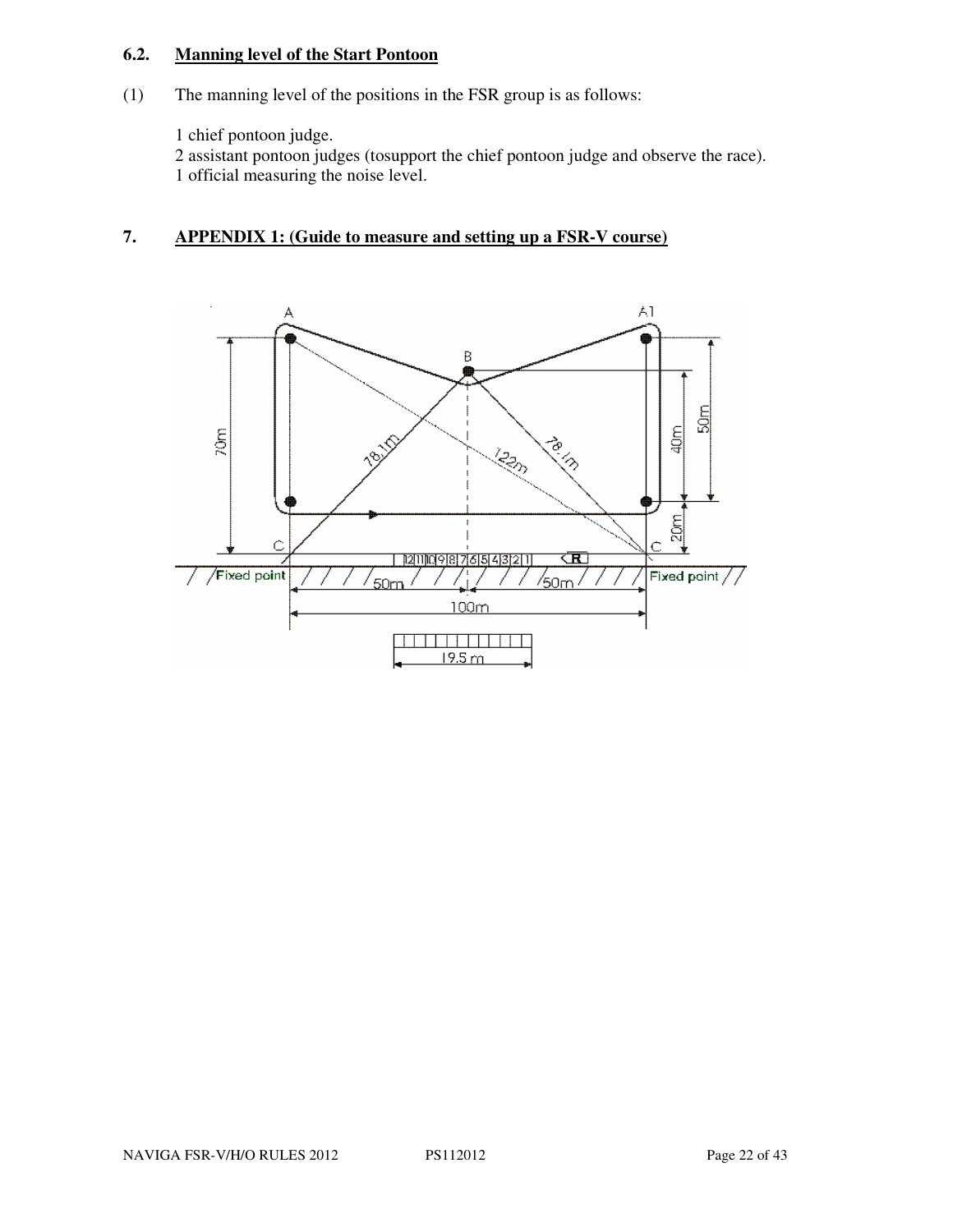### 6.2. Manning level of the Start Pontoon

(1) The manning level of the positions in the FSR group is as follows:

1 chief pontoon judge.
2 assistant pontoon judges (tosupport the chief pontoon judge and observe the race).
1 official measuring the noise level.

## 7. APPENDIX 1: (Guide to measure and setting up a FSR-V course)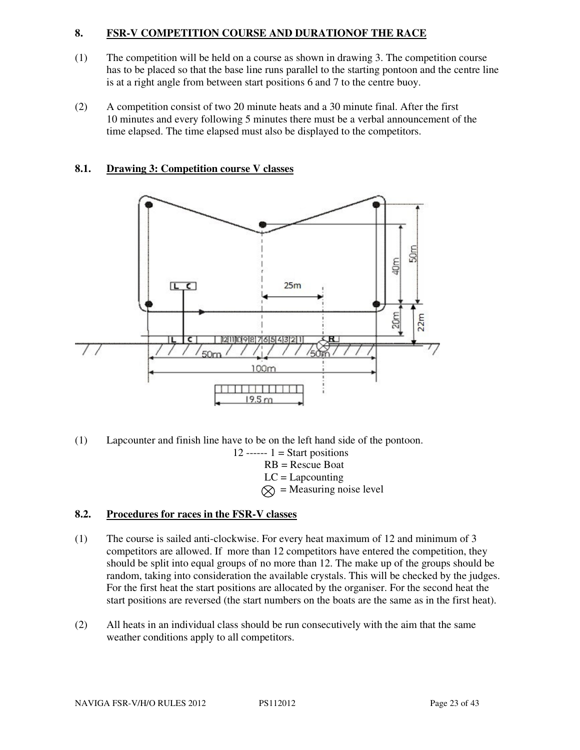## 8. FSR-V COMPETITION COURSE AND DURATIONOF THE RACE

(1) The competition will be held on a course as shown in drawing 3. The competition course has to be placed so that the base line runs parallel to the starting pontoon and the centre line is at a right angle from between start positions 6 and 7 to the centre buoy.

(2) A competition consist of two 20 minute heats and a 30 minute final. After the first 10 minutes and every following 5 minutes there must be a verbal announcement of the time elapsed. The time elapsed must also be displayed to the competitors.

### 8.1. Drawing 3: Competition course V classes

(1) Lapcounter and finish line have to be on the left hand side of the pontoon.

12 ------ 1 = Start positions
RB = Rescue Boat
LC = Lapcounting
⊗ = Measuring noise level

### 8.2. Procedures for races in the FSR-V classes

(1) The course is sailed anti-clockwise. For every heat maximum of 12 and minimum of 3 competitors are allowed. If more than 12 competitors have entered the competition, they should be split into equal groups of no more than 12. The make up of the groups should be random, taking into consideration the available crystals. This will be checked by the judges. For the first heat the start positions are allocated by the organiser. For the second heat the start positions are reversed (the start numbers on the boats are the same as in the first heat).

(2) All heats in an individual class should be run consecutively with the aim that the same weather conditions apply to all competitors.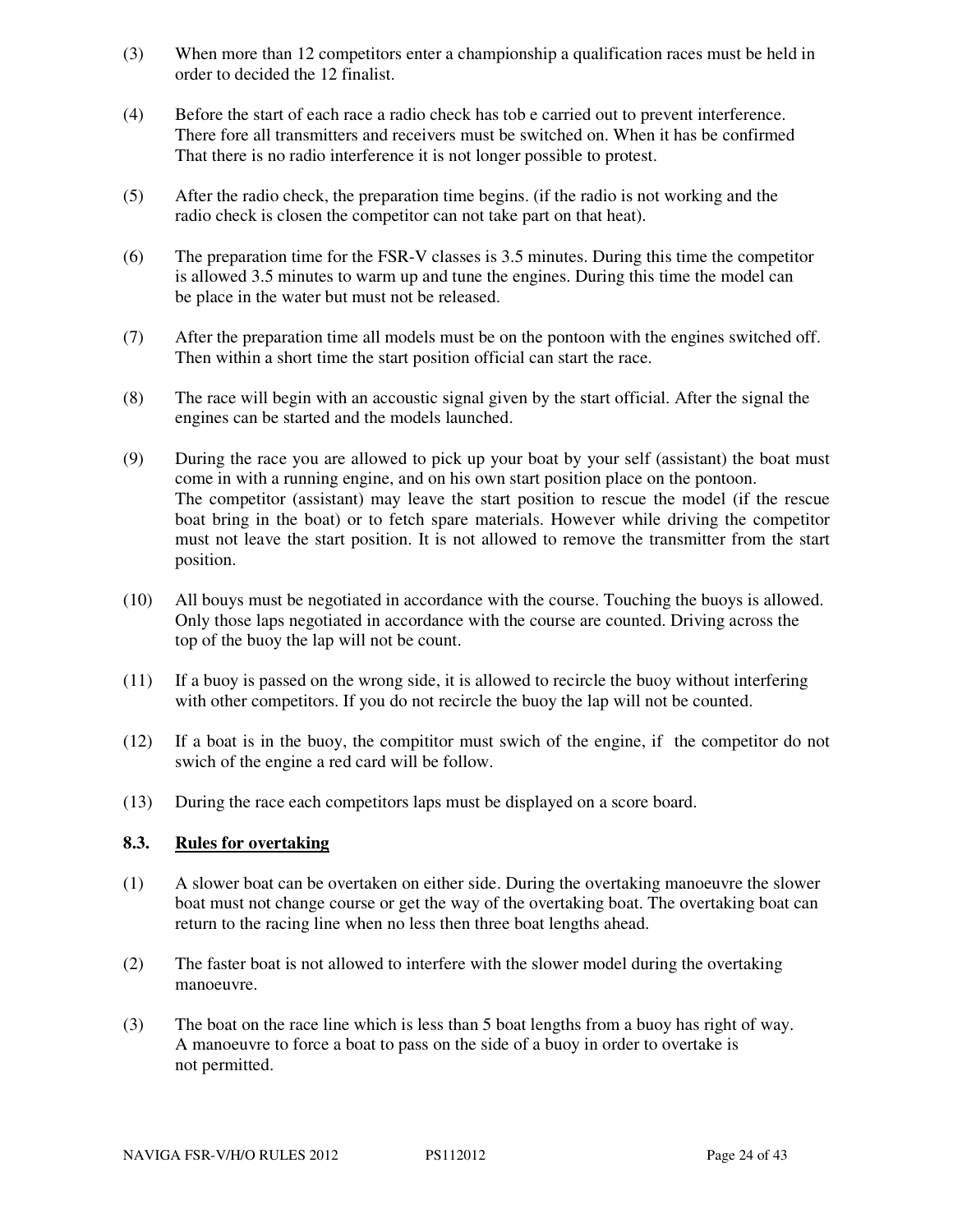(3) When more than 12 competitors enter a championship a qualification races must be held in order to decided the 12 finalist.

(4) Before the start of each race a radio check has tob e carried out to prevent interference. There fore all transmitters and receivers must be switched on. When it has be confirmed That there is no radio interference it is not longer possible to protest.

(5) After the radio check, the preparation time begins. (if the radio is not working and the radio check is closen the competitor can not take part on that heat).

(6) The preparation time for the FSR-V classes is 3.5 minutes. During this time the competitor is allowed 3.5 minutes to warm up and tune the engines. During this time the model can be place in the water but must not be released.

(7) After the preparation time all models must be on the pontoon with the engines switched off. Then within a short time the start position official can start the race.

(8) The race will begin with an accoustic signal given by the start official. After the signal the engines can be started and the models launched.

(9) During the race you are allowed to pick up your boat by your self (assistant) the boat must come in with a running engine, and on his own start position place on the pontoon. The competitor (assistant) may leave the start position to rescue the model (if the rescue boat bring in the boat) or to fetch spare materials. However while driving the competitor must not leave the start position. It is not allowed to remove the transmitter from the start position.

(10) All bouys must be negotiated in accordance with the course. Touching the buoys is allowed. Only those laps negotiated in accordance with the course are counted. Driving across the top of the buoy the lap will not be count.

(11) If a buoy is passed on the wrong side, it is allowed to recircle the buoy without interfering with other competitors. If you do not recircle the buoy the lap will not be counted.

(12) If a boat is in the buoy, the compititor must swich of the engine, if the competitor do not swich of the engine a red card will be follow.

(13) During the race each competitors laps must be displayed on a score board.

### 8.3. Rules for overtaking

(1) A slower boat can be overtaken on either side. During the overtaking manoeuvre the slower boat must not change course or get the way of the overtaking boat. The overtaking boat can return to the racing line when no less then three boat lengths ahead.

(2) The faster boat is not allowed to interfere with the slower model during the overtaking manoeuvre.

(3) The boat on the race line which is less than 5 boat lengths from a buoy has right of way. A manoeuvre to force a boat to pass on the side of a buoy in order to overtake is not permitted.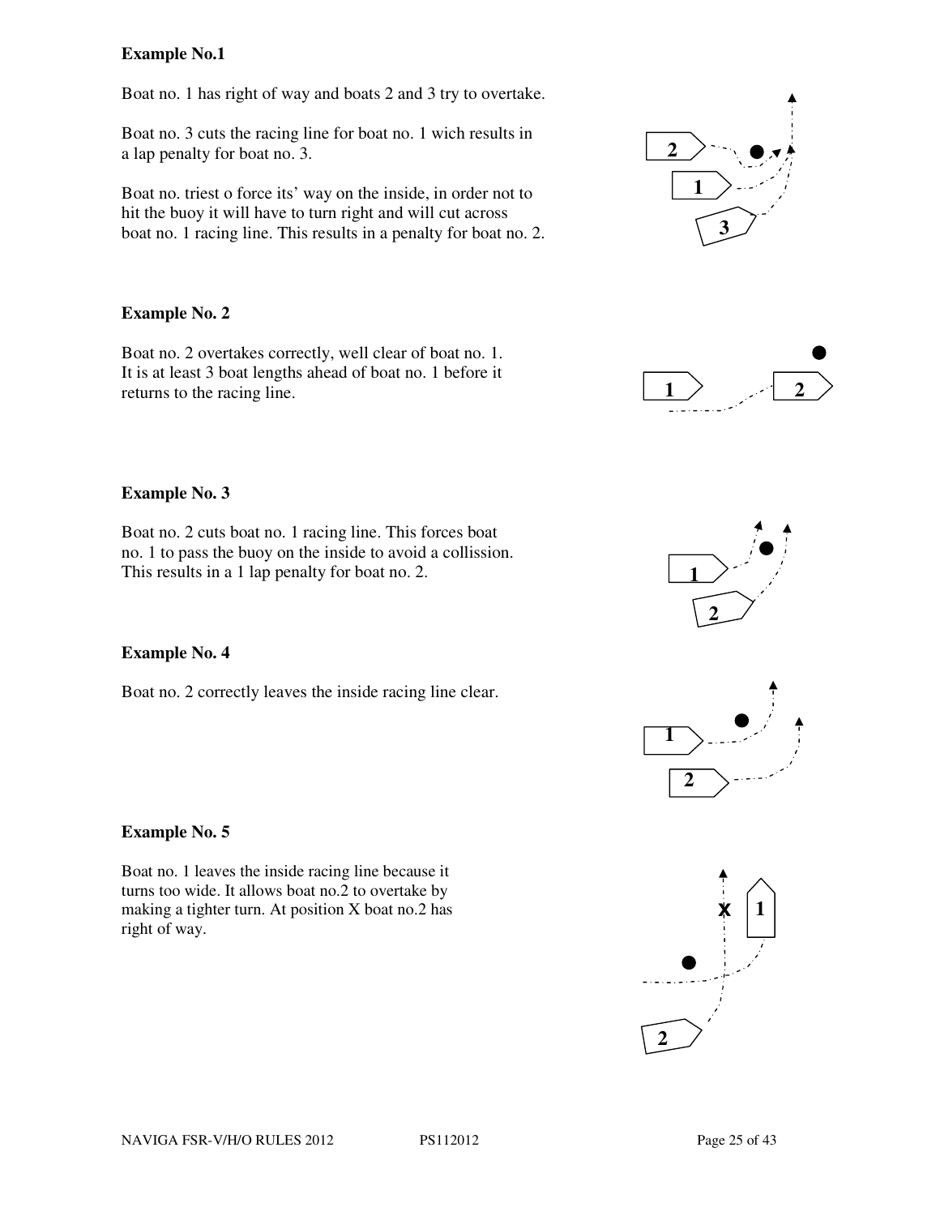**Example No.1**

Boat no. 1 has right of way and boats 2 and 3 try to overtake.

Boat no. 3 cuts the racing line for boat no. 1 wich results in a lap penalty for boat no. 3.

Boat no. triest o force its' way on the inside, in order not to hit the buoy it will have to turn right and will cut across boat no. 1 racing line. This results in a penalty for boat no. 2.

**Example No. 2**

Boat no. 2 overtakes correctly, well clear of boat no. 1. It is at least 3 boat lengths ahead of boat no. 1 before it returns to the racing line.

**Example No. 3**

Boat no. 2 cuts boat no. 1 racing line. This forces boat no. 1 to pass the buoy on the inside to avoid a collission. This results in a 1 lap penalty for boat no. 2.

**Example No. 4**

Boat no. 2 correctly leaves the inside racing line clear.

**Example No. 5**

Boat no. 1 leaves the inside racing line because it turns too wide. It allows boat no.2 to overtake by making a tighter turn. At position X boat no.2 has right of way.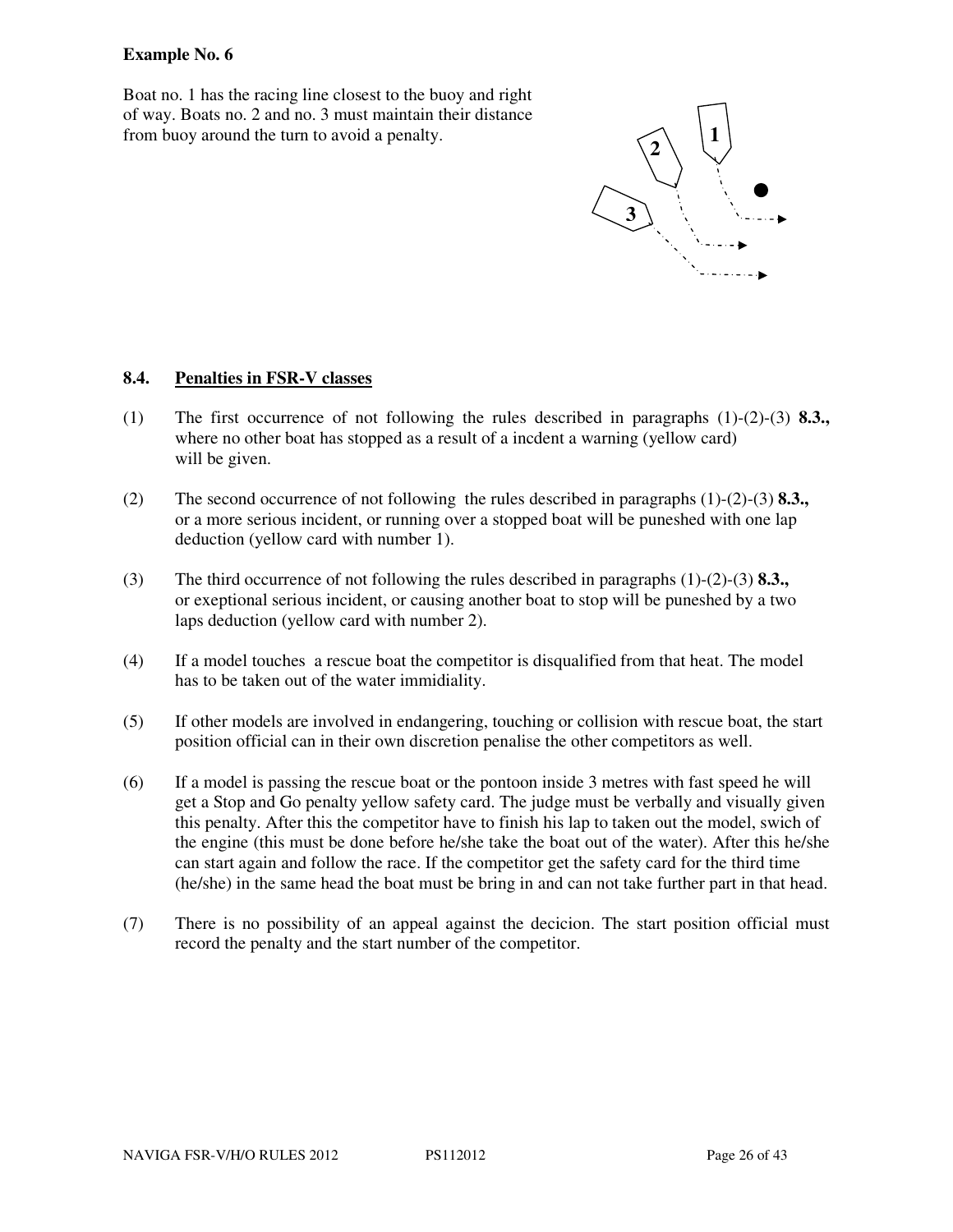**Example No. 6**

Boat no. 1 has the racing line closest to the buoy and right of way. Boats no. 2 and no. 3 must maintain their distance from buoy around the turn to avoid a penalty.

## 8.4. Penalties in FSR-V classes

(1) The first occurrence of not following the rules described in paragraphs (1)-(2)-(3) **8.3.,** where no other boat has stopped as a result of a incdent a warning (yellow card) will be given.

(2) The second occurrence of not following the rules described in paragraphs (1)-(2)-(3) **8.3.,** or a more serious incident, or running over a stopped boat will be puneshed with one lap deduction (yellow card with number 1).

(3) The third occurrence of not following the rules described in paragraphs (1)-(2)-(3) **8.3.,** or exeptional serious incident, or causing another boat to stop will be puneshed by a two laps deduction (yellow card with number 2).

(4) If a model touches a rescue boat the competitor is disqualified from that heat. The model has to be taken out of the water immidiality.

(5) If other models are involved in endangering, touching or collision with rescue boat, the start position official can in their own discretion penalise the other competitors as well.

(6) If a model is passing the rescue boat or the pontoon inside 3 metres with fast speed he will get a Stop and Go penalty yellow safety card. The judge must be verbally and visually given this penalty. After this the competitor have to finish his lap to taken out the model, swich of the engine (this must be done before he/she take the boat out of the water). After this he/she can start again and follow the race. If the competitor get the safety card for the third time (he/she) in the same head the boat must be bring in and can not take further part in that head.

(7) There is no possibility of an appeal against the decicion. The start position official must record the penalty and the start number of the competitor.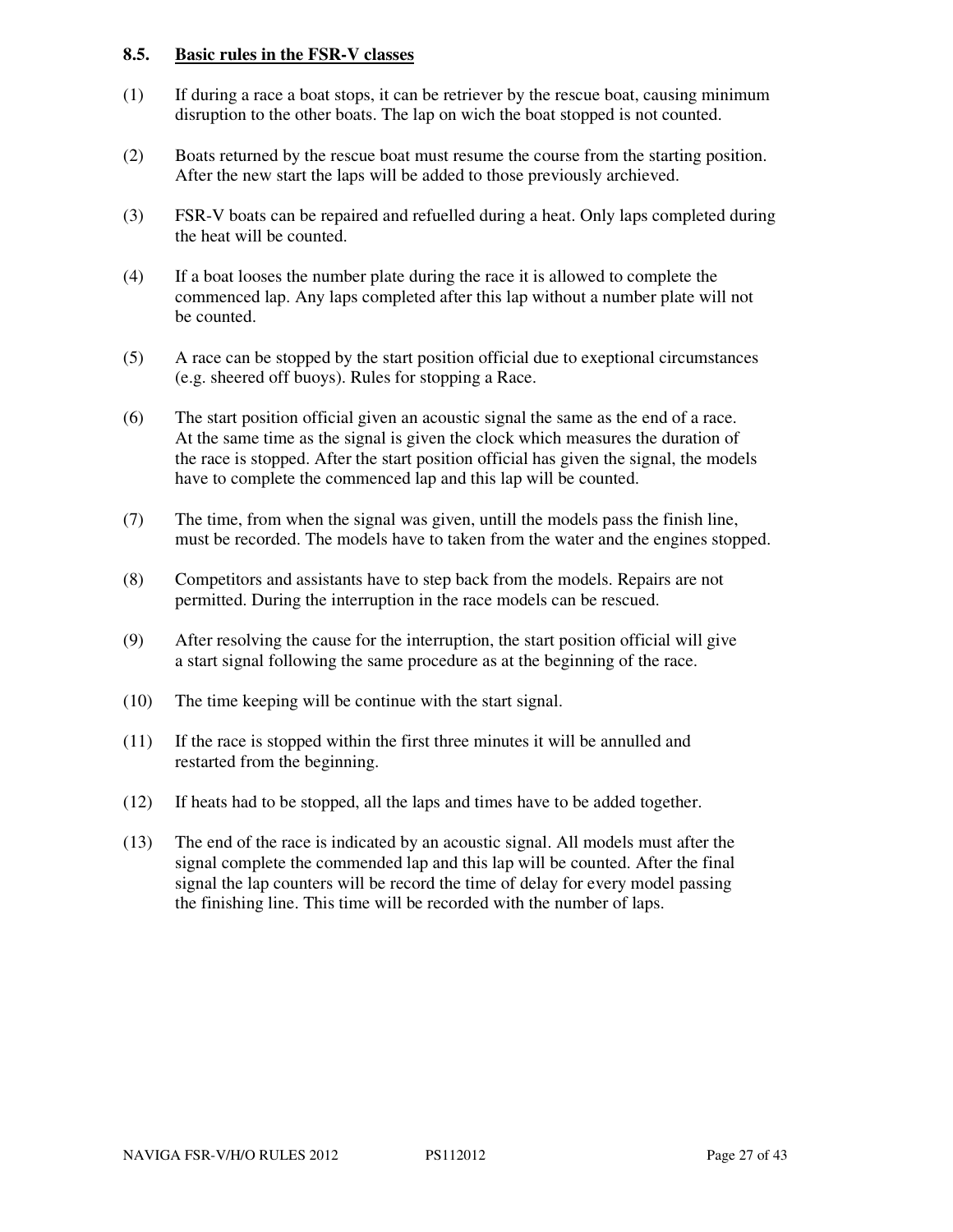### 8.5. Basic rules in the FSR-V classes

(1) If during a race a boat stops, it can be retriever by the rescue boat, causing minimum disruption to the other boats. The lap on wich the boat stopped is not counted.

(2) Boats returned by the rescue boat must resume the course from the starting position. After the new start the laps will be added to those previously archieved.

(3) FSR-V boats can be repaired and refuelled during a heat. Only laps completed during the heat will be counted.

(4) If a boat looses the number plate during the race it is allowed to complete the commenced lap. Any laps completed after this lap without a number plate will not be counted.

(5) A race can be stopped by the start position official due to exeptional circumstances (e.g. sheered off buoys). Rules for stopping a Race.

(6) The start position official given an acoustic signal the same as the end of a race. At the same time as the signal is given the clock which measures the duration of the race is stopped. After the start position official has given the signal, the models have to complete the commenced lap and this lap will be counted.

(7) The time, from when the signal was given, untill the models pass the finish line, must be recorded. The models have to taken from the water and the engines stopped.

(8) Competitors and assistants have to step back from the models. Repairs are not permitted. During the interruption in the race models can be rescued.

(9) After resolving the cause for the interruption, the start position official will give a start signal following the same procedure as at the beginning of the race.

(10) The time keeping will be continue with the start signal.

(11) If the race is stopped within the first three minutes it will be annulled and restarted from the beginning.

(12) If heats had to be stopped, all the laps and times have to be added together.

(13) The end of the race is indicated by an acoustic signal. All models must after the signal complete the commended lap and this lap will be counted. After the final signal the lap counters will be record the time of delay for every model passing the finishing line. This time will be recorded with the number of laps.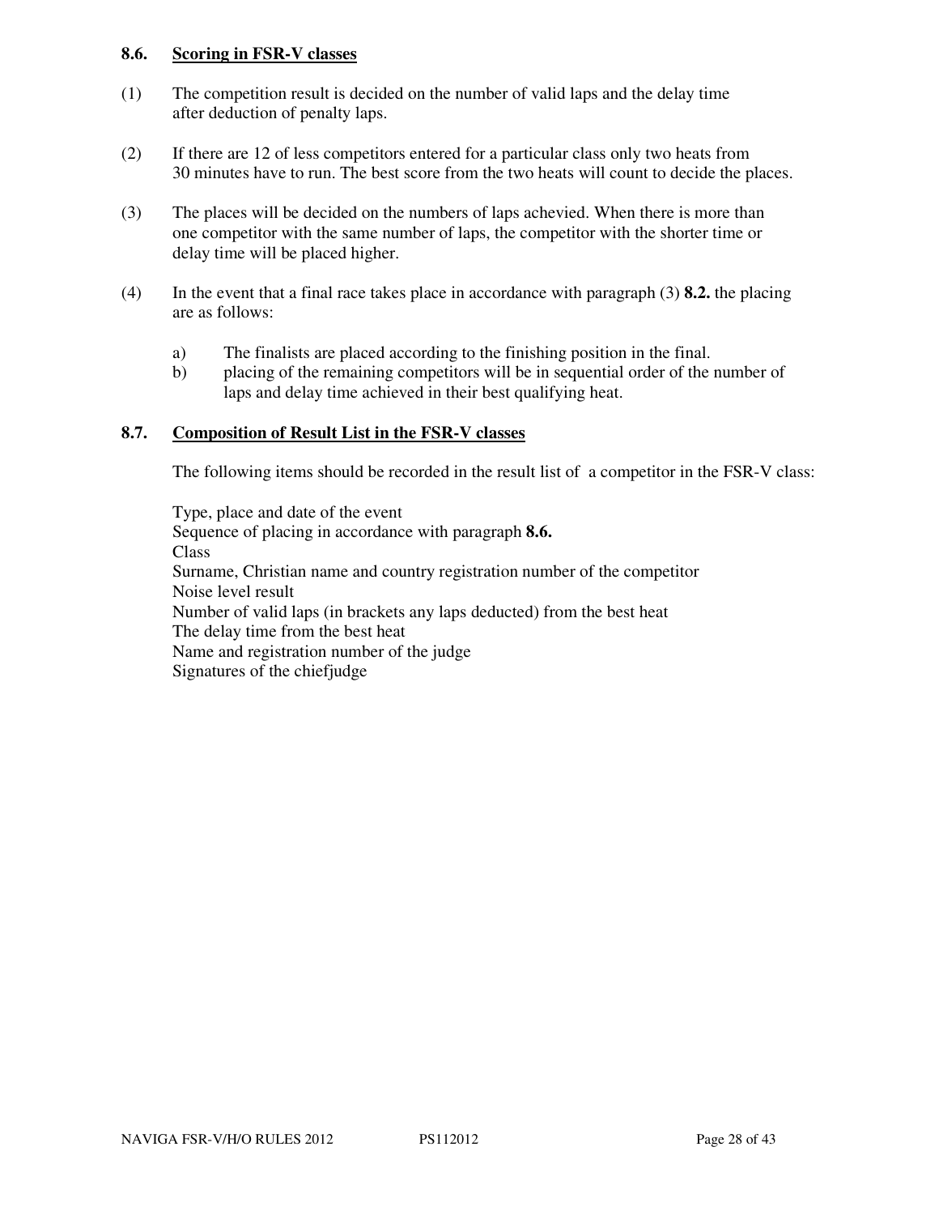### 8.6. Scoring in FSR-V classes

(1) The competition result is decided on the number of valid laps and the delay time after deduction of penalty laps.

(2) If there are 12 of less competitors entered for a particular class only two heats from 30 minutes have to run. The best score from the two heats will count to decide the places.

(3) The places will be decided on the numbers of laps achevied. When there is more than one competitor with the same number of laps, the competitor with the shorter time or delay time will be placed higher.

(4) In the event that a final race takes place in accordance with paragraph (3) **8.2.** the placing are as follows:

a) The finalists are placed according to the finishing position in the final.
b) placing of the remaining competitors will be in sequential order of the number of laps and delay time achieved in their best qualifying heat.

### 8.7. Composition of Result List in the FSR-V classes

The following items should be recorded in the result list of a competitor in the FSR-V class:

Type, place and date of the event
Sequence of placing in accordance with paragraph **8.6.**
Class
Surname, Christian name and country registration number of the competitor
Noise level result
Number of valid laps (in brackets any laps deducted) from the best heat
The delay time from the best heat
Name and registration number of the judge
Signatures of the chiefjudge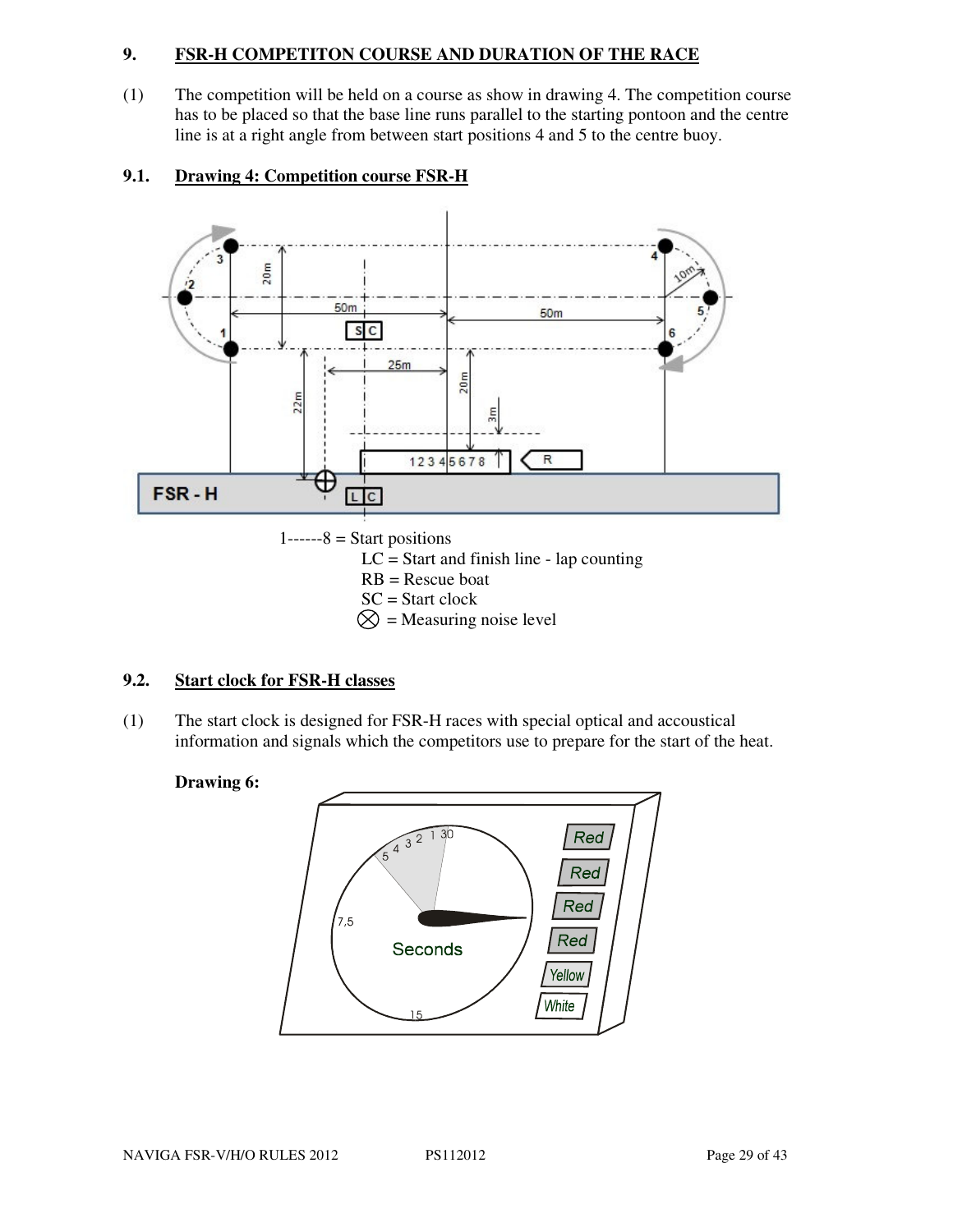## 9. FSR-H COMPETITON COURSE AND DURATION OF THE RACE

(1) The competition will be held on a course as show in drawing 4. The competition course has to be placed so that the base line runs parallel to the starting pontoon and the centre line is at a right angle from between start positions 4 and 5 to the centre buoy.

### 9.1. Drawing 4: Competition course FSR-H

1------8 = Start positions
LC = Start and finish line - lap counting
RB = Rescue boat
SC = Start clock
⊗ = Measuring noise level

### 9.2. Start clock for FSR-H classes

(1) The start clock is designed for FSR-H races with special optical and accoustical information and signals which the competitors use to prepare for the start of the heat.

**Drawing 6:**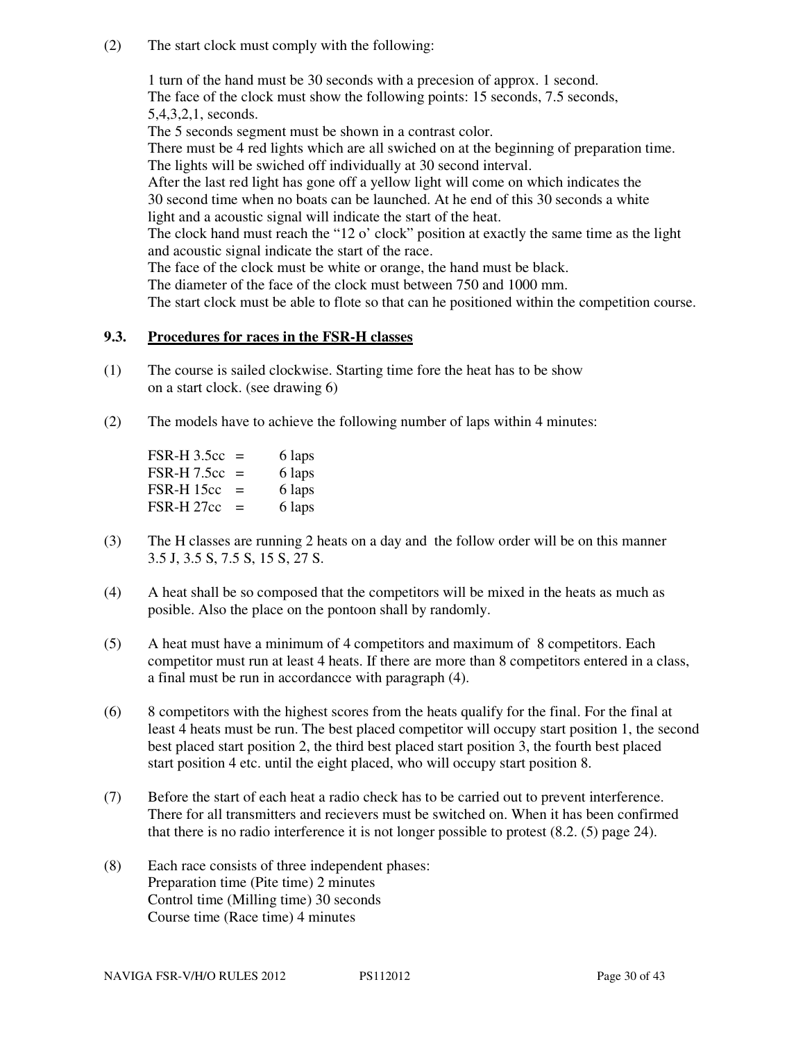(2) The start clock must comply with the following:

1 turn of the hand must be 30 seconds with a precesion of approx. 1 second.
The face of the clock must show the following points: 15 seconds, 7.5 seconds, 5,4,3,2,1, seconds.
The 5 seconds segment must be shown in a contrast color.
There must be 4 red lights which are all swiched on at the beginning of preparation time.
The lights will be swiched off individually at 30 second interval.
After the last red light has gone off a yellow light will come on which indicates the 30 second time when no boats can be launched. At he end of this 30 seconds a white light and a acoustic signal will indicate the start of the heat.
The clock hand must reach the "12 o' clock" position at exactly the same time as the light and acoustic signal indicate the start of the race.
The face of the clock must be white or orange, the hand must be black.
The diameter of the face of the clock must between 750 and 1000 mm.
The start clock must be able to flote so that can he positioned within the competition course.

### 9.3. Procedures for races in the FSR-H classes

(1) The course is sailed clockwise. Starting time fore the heat has to be show on a start clock. (see drawing 6)

(2) The models have to achieve the following number of laps within 4 minutes:

FSR-H 3.5cc = 6 laps
FSR-H 7.5cc = 6 laps
FSR-H 15cc = 6 laps
FSR-H 27cc = 6 laps

(3) The H classes are running 2 heats on a day and the follow order will be on this manner 3.5 J, 3.5 S, 7.5 S, 15 S, 27 S.

(4) A heat shall be so composed that the competitors will be mixed in the heats as much as posible. Also the place on the pontoon shall by randomly.

(5) A heat must have a minimum of 4 competitors and maximum of 8 competitors. Each competitor must run at least 4 heats. If there are more than 8 competitors entered in a class, a final must be run in accordancce with paragraph (4).

(6) 8 competitors with the highest scores from the heats qualify for the final. For the final at least 4 heats must be run. The best placed competitor will occupy start position 1, the second best placed start position 2, the third best placed start position 3, the fourth best placed start position 4 etc. until the eight placed, who will occupy start position 8.

(7) Before the start of each heat a radio check has to be carried out to prevent interference. There for all transmitters and recievers must be switched on. When it has been confirmed that there is no radio interference it is not longer possible to protest (8.2. (5) page 24).

(8) Each race consists of three independent phases:
Preparation time (Pite time) 2 minutes
Control time (Milling time) 30 seconds
Course time (Race time) 4 minutes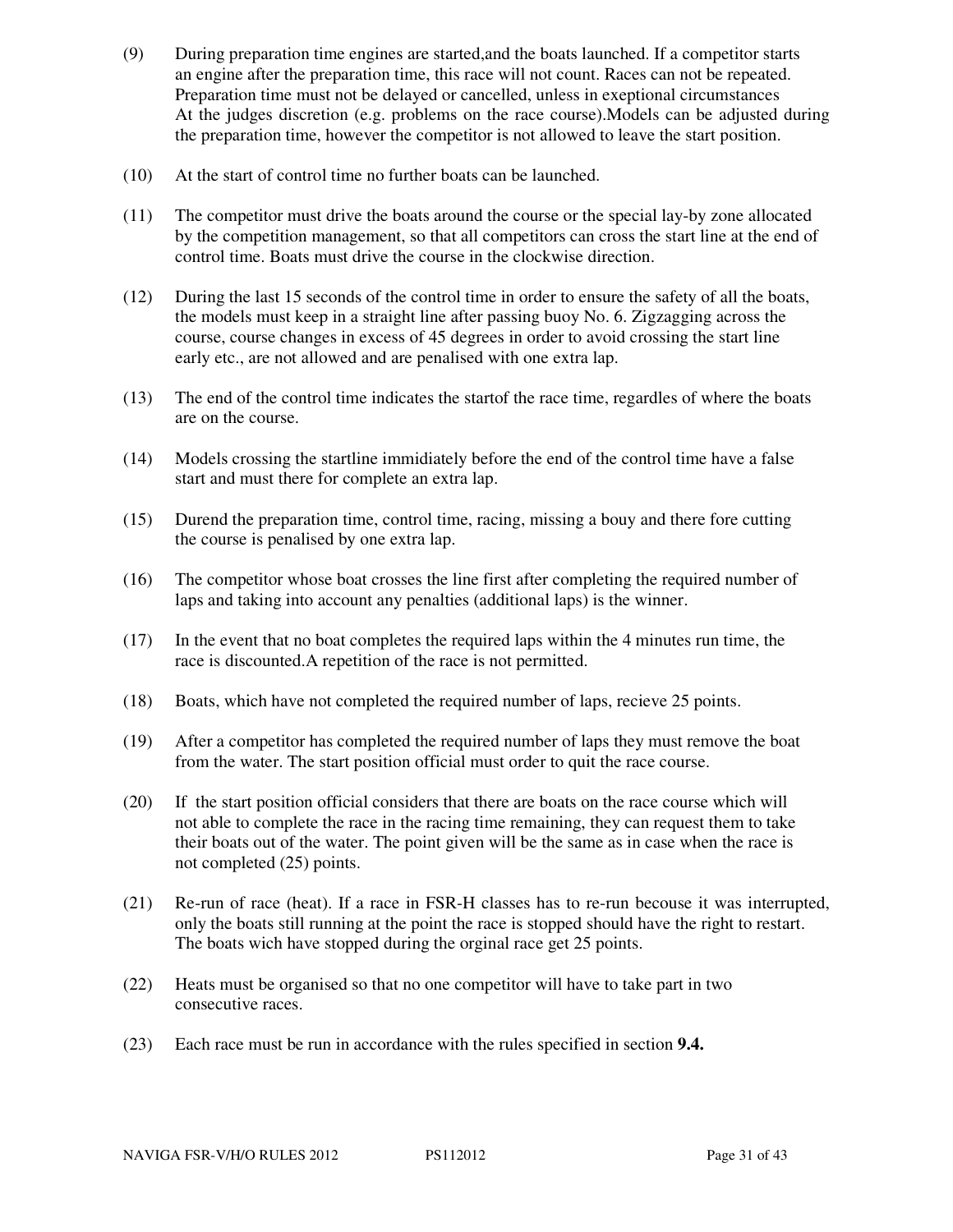(9) During preparation time engines are started,and the boats launched. If a competitor starts an engine after the preparation time, this race will not count. Races can not be repeated. Preparation time must not be delayed or cancelled, unless in exeptional circumstances At the judges discretion (e.g. problems on the race course).Models can be adjusted during the preparation time, however the competitor is not allowed to leave the start position.

(10) At the start of control time no further boats can be launched.

(11) The competitor must drive the boats around the course or the special lay-by zone allocated by the competition management, so that all competitors can cross the start line at the end of control time. Boats must drive the course in the clockwise direction.

(12) During the last 15 seconds of the control time in order to ensure the safety of all the boats, the models must keep in a straight line after passing buoy No. 6. Zigzagging across the course, course changes in excess of 45 degrees in order to avoid crossing the start line early etc., are not allowed and are penalised with one extra lap.

(13) The end of the control time indicates the startof the race time, regardles of where the boats are on the course.

(14) Models crossing the startline immidiately before the end of the control time have a false start and must there for complete an extra lap.

(15) Durend the preparation time, control time, racing, missing a bouy and there fore cutting the course is penalised by one extra lap.

(16) The competitor whose boat crosses the line first after completing the required number of laps and taking into account any penalties (additional laps) is the winner.

(17) In the event that no boat completes the required laps within the 4 minutes run time, the race is discounted.A repetition of the race is not permitted.

(18) Boats, which have not completed the required number of laps, recieve 25 points.

(19) After a competitor has completed the required number of laps they must remove the boat from the water. The start position official must order to quit the race course.

(20) If the start position official considers that there are boats on the race course which will not able to complete the race in the racing time remaining, they can request them to take their boats out of the water. The point given will be the same as in case when the race is not completed (25) points.

(21) Re-run of race (heat). If a race in FSR-H classes has to re-run becouse it was interrupted, only the boats still running at the point the race is stopped should have the right to restart. The boats wich have stopped during the orginal race get 25 points.

(22) Heats must be organised so that no one competitor will have to take part in two consecutive races.

(23) Each race must be run in accordance with the rules specified in section **9.4.**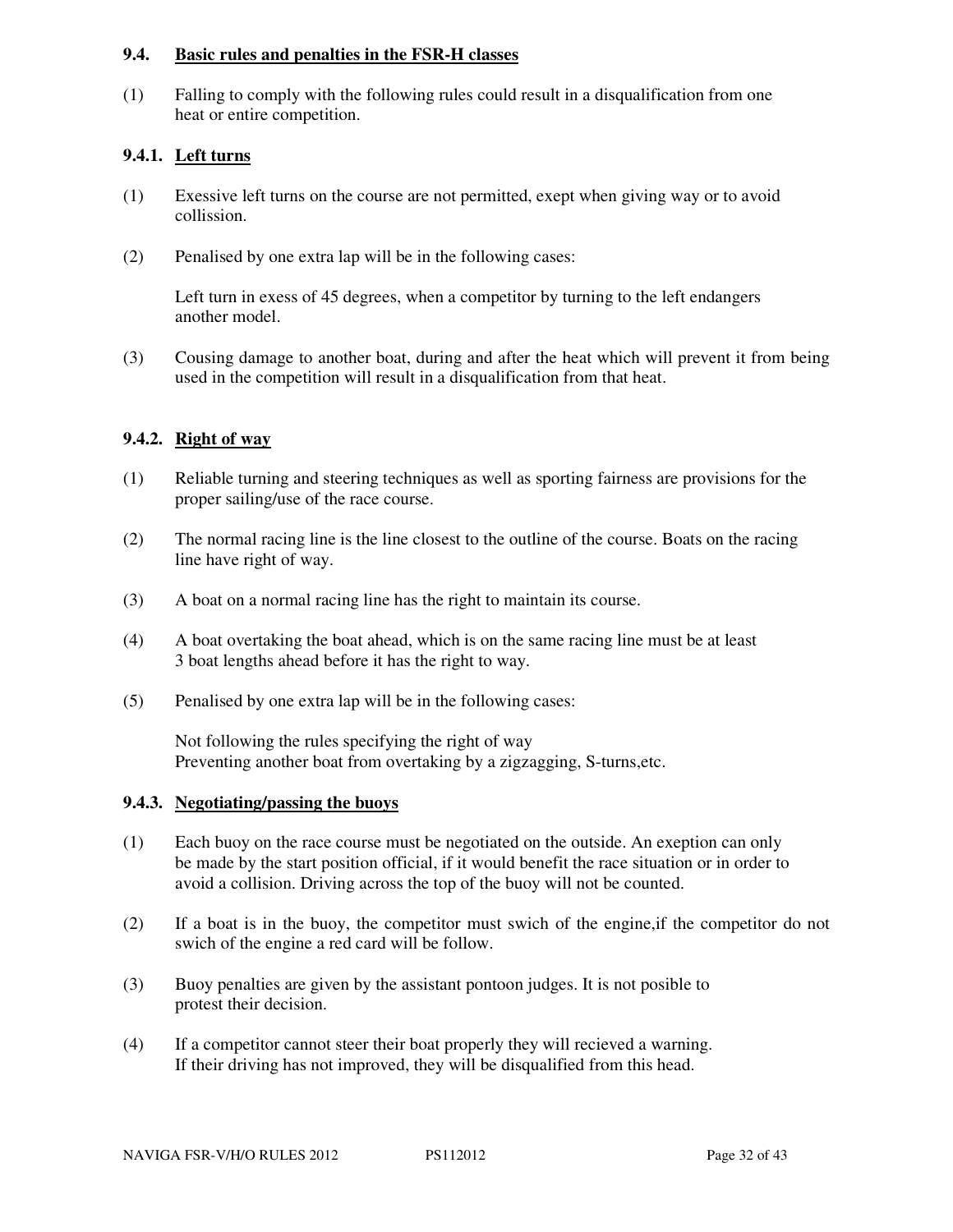### 9.4. Basic rules and penalties in the FSR-H classes

(1) Falling to comply with the following rules could result in a disqualification from one heat or entire competition.

### 9.4.1. Left turns

(1) Exessive left turns on the course are not permitted, exept when giving way or to avoid collission.

(2) Penalised by one extra lap will be in the following cases:

Left turn in exess of 45 degrees, when a competitor by turning to the left endangers another model.

(3) Cousing damage to another boat, during and after the heat which will prevent it from being used in the competition will result in a disqualification from that heat.

### 9.4.2. Right of way

(1) Reliable turning and steering techniques as well as sporting fairness are provisions for the proper sailing/use of the race course.

(2) The normal racing line is the line closest to the outline of the course. Boats on the racing line have right of way.

(3) A boat on a normal racing line has the right to maintain its course.

(4) A boat overtaking the boat ahead, which is on the same racing line must be at least 3 boat lengths ahead before it has the right to way.

(5) Penalised by one extra lap will be in the following cases:

Not following the rules specifying the right of way
Preventing another boat from overtaking by a zigzagging, S-turns,etc.

### 9.4.3. Negotiating/passing the buoys

(1) Each buoy on the race course must be negotiated on the outside. An exeption can only be made by the start position official, if it would benefit the race situation or in order to avoid a collision. Driving across the top of the buoy will not be counted.

(2) If a boat is in the buoy, the competitor must swich of the engine,if the competitor do not swich of the engine a red card will be follow.

(3) Buoy penalties are given by the assistant pontoon judges. It is not posible to protest their decision.

(4) If a competitor cannot steer their boat properly they will recieved a warning. If their driving has not improved, they will be disqualified from this head.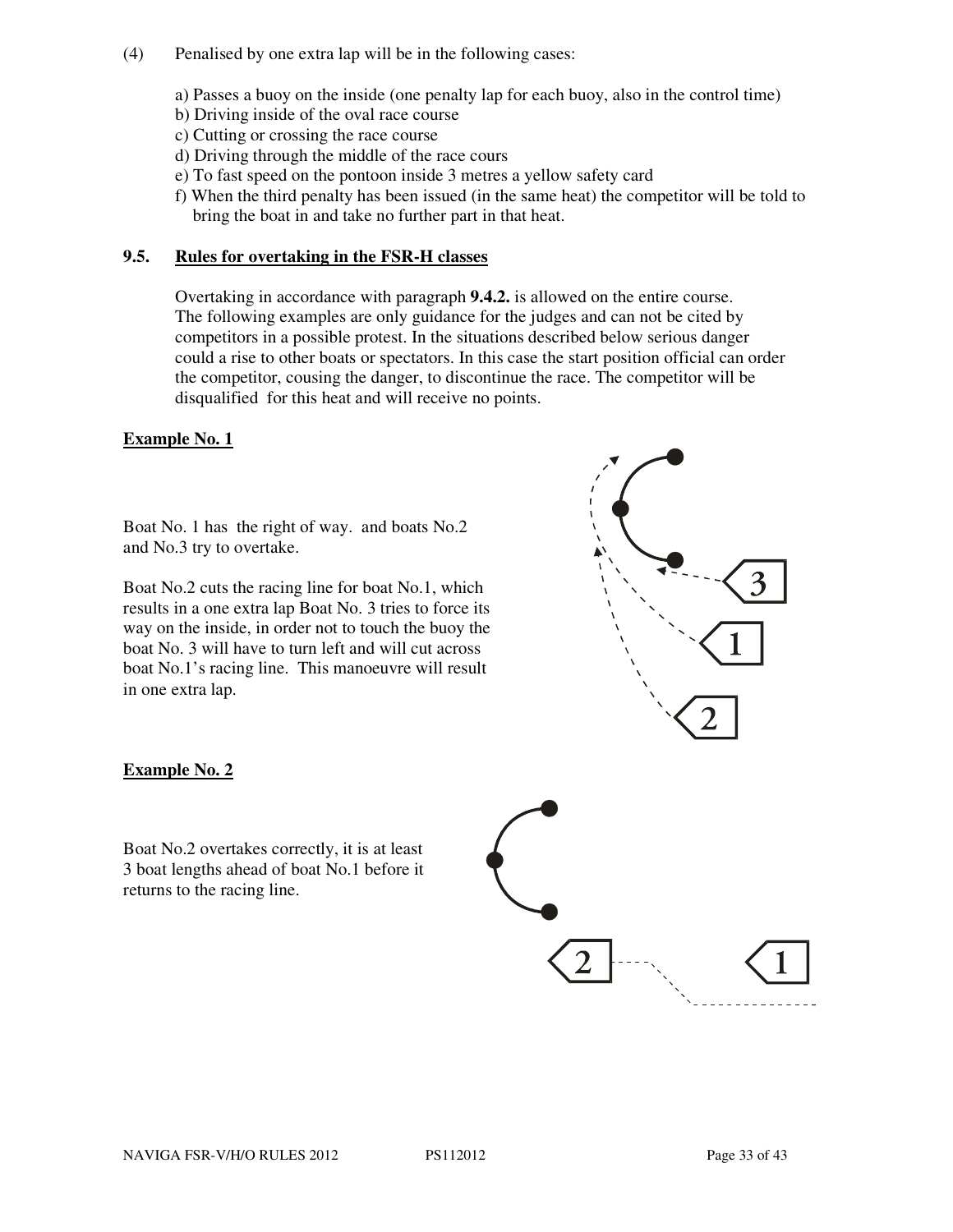(4) Penalised by one extra lap will be in the following cases:

a) Passes a buoy on the inside (one penalty lap for each buoy, also in the control time)
b) Driving inside of the oval race course
c) Cutting or crossing the race course
d) Driving through the middle of the race cours
e) To fast speed on the pontoon inside 3 metres a yellow safety card
f) When the third penalty has been issued (in the same heat) the competitor will be told to bring the boat in and take no further part in that heat.

## 9.5. Rules for overtaking in the FSR-H classes

Overtaking in accordance with paragraph **9.4.2.** is allowed on the entire course.
The following examples are only guidance for the judges and can not be cited by competitors in a possible protest. In the situations described below serious danger could a rise to other boats or spectators. In this case the start position official can order the competitor, cousing the danger, to discontinue the race. The competitor will be disqualified for this heat and will receive no points.

### Example No. 1

Boat No. 1 has the right of way. and boats No.2 and No.3 try to overtake.

Boat No.2 cuts the racing line for boat No.1, which results in a one extra lap Boat No. 3 tries to force its way on the inside, in order not to touch the buoy the boat No. 3 will have to turn left and will cut across boat No.1's racing line. This manoeuvre will result in one extra lap.

### Example No. 2

Boat No.2 overtakes correctly, it is at least 3 boat lengths ahead of boat No.1 before it returns to the racing line.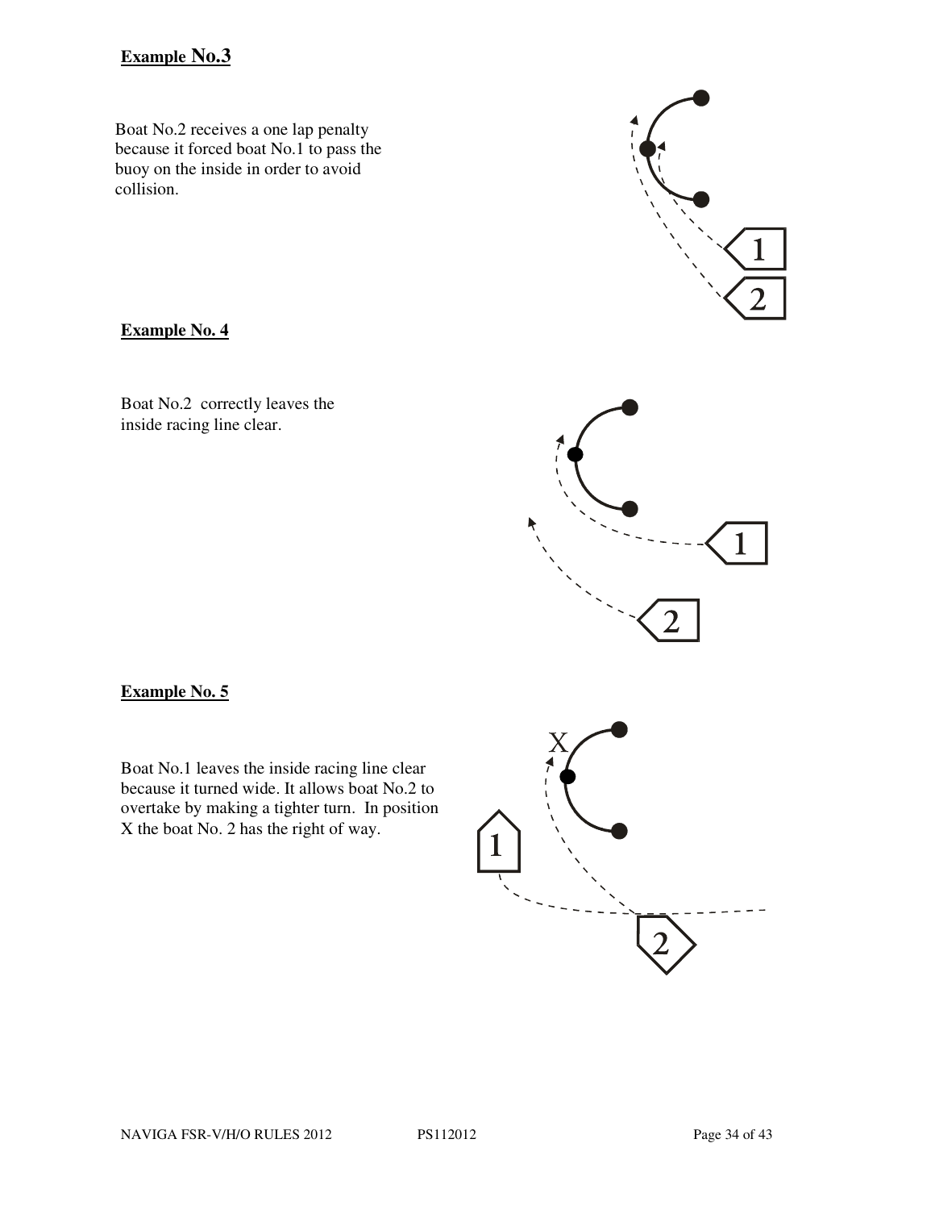**Example No.3**

Boat No.2 receives a one lap penalty because it forced boat No.1 to pass the buoy on the inside in order to avoid collision.

**Example No. 4**

Boat No.2 correctly leaves the inside racing line clear.

**Example No. 5**

Boat No.1 leaves the inside racing line clear because it turned wide. It allows boat No.2 to overtake by making a tighter turn. In position X the boat No. 2 has the right of way.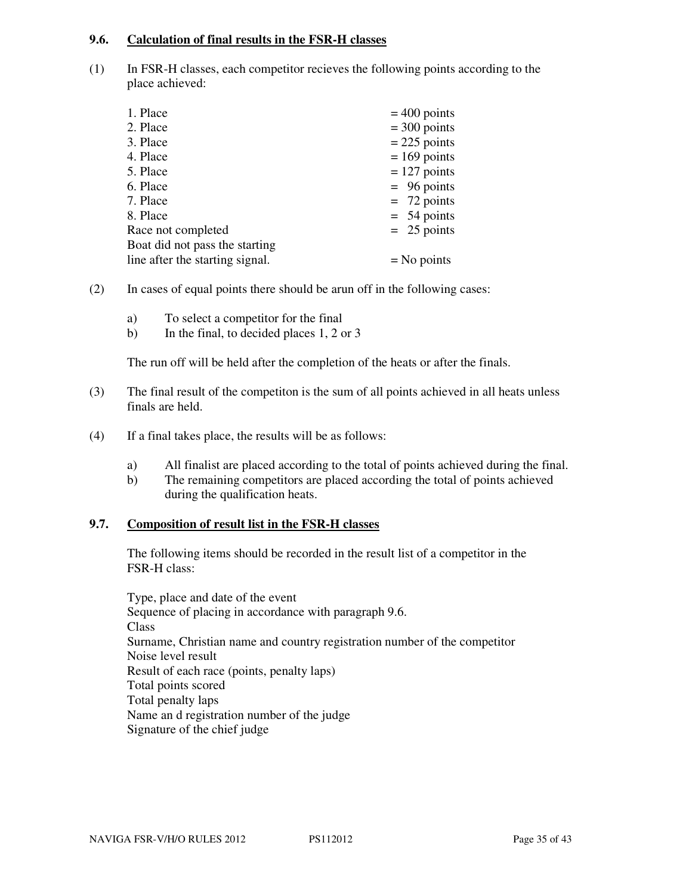### 9.6. Calculation of final results in the FSR-H classes

(1) In FSR-H classes, each competitor recieves the following points according to the place achieved:

| | |
|---|---|
| 1. Place | = 400 points |
| 2. Place | = 300 points |
| 3. Place | = 225 points |
| 4. Place | = 169 points |
| 5. Place | = 127 points |
| 6. Place | = 96 points |
| 7. Place | = 72 points |
| 8. Place | = 54 points |
| Race not completed | = 25 points |
| Boat did not pass the starting line after the starting signal. | = No points |

(2) In cases of equal points there should be arun off in the following cases:

a) To select a competitor for the final
b) In the final, to decided places 1, 2 or 3

The run off will be held after the completion of the heats or after the finals.

(3) The final result of the competiton is the sum of all points achieved in all heats unless finals are held.

(4) If a final takes place, the results will be as follows:

a) All finalist are placed according to the total of points achieved during the final.
b) The remaining competitors are placed according the total of points achieved during the qualification heats.

### 9.7. Composition of result list in the FSR-H classes

The following items should be recorded in the result list of a competitor in the FSR-H class:

Type, place and date of the event
Sequence of placing in accordance with paragraph 9.6.
Class
Surname, Christian name and country registration number of the competitor
Noise level result
Result of each race (points, penalty laps)
Total points scored
Total penalty laps
Name an d registration number of the judge
Signature of the chief judge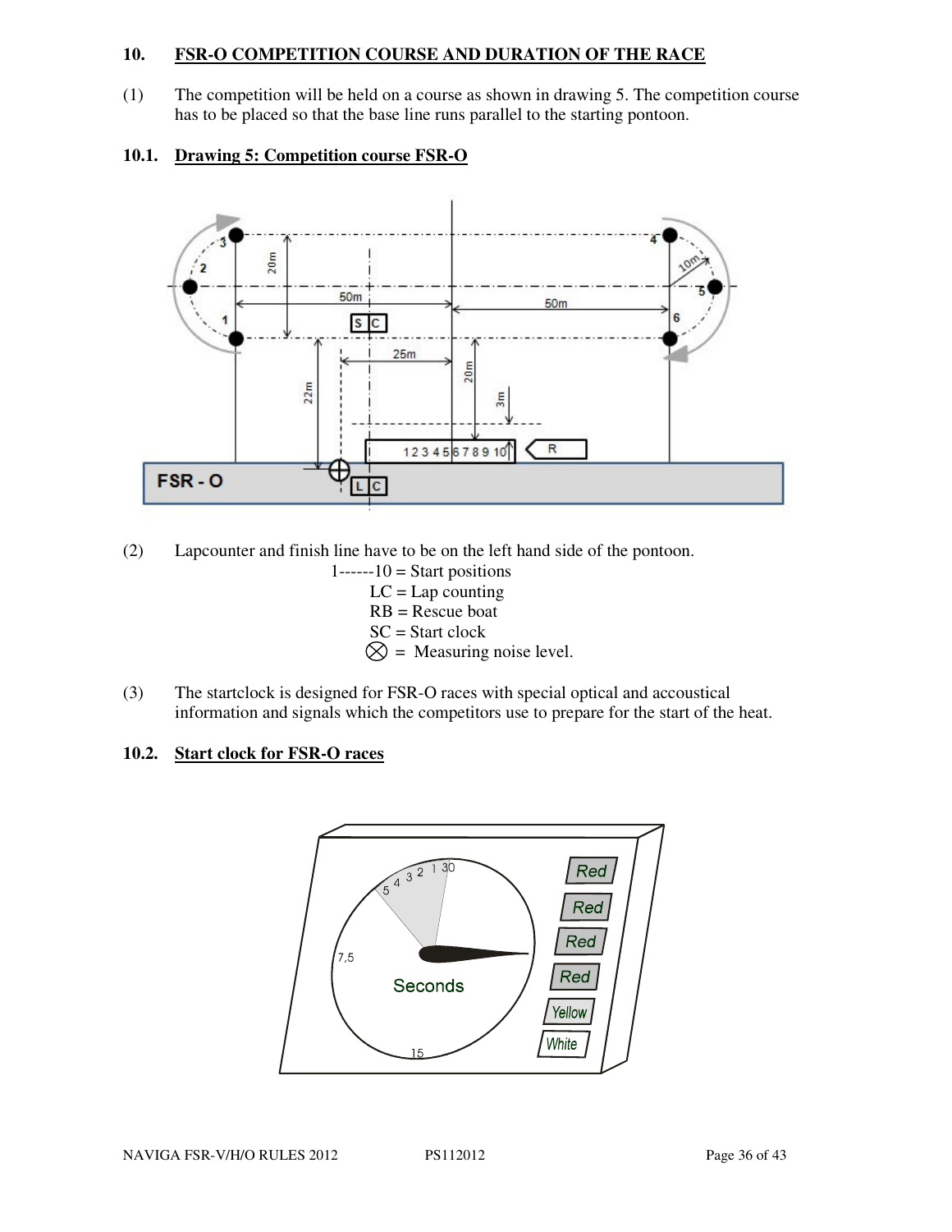## 10. FSR-O COMPETITION COURSE AND DURATION OF THE RACE

(1) The competition will be held on a course as shown in drawing 5. The competition course has to be placed so that the base line runs parallel to the starting pontoon.

### 10.1. Drawing 5: Competition course FSR-O

(2) Lapcounter and finish line have to be on the left hand side of the pontoon.

1------10 = Start positions
LC = Lap counting
RB = Rescue boat
SC = Start clock
⊗ = Measuring noise level.

(3) The startclock is designed for FSR-O races with special optical and accoustical information and signals which the competitors use to prepare for the start of the heat.

### 10.2. Start clock for FSR-O races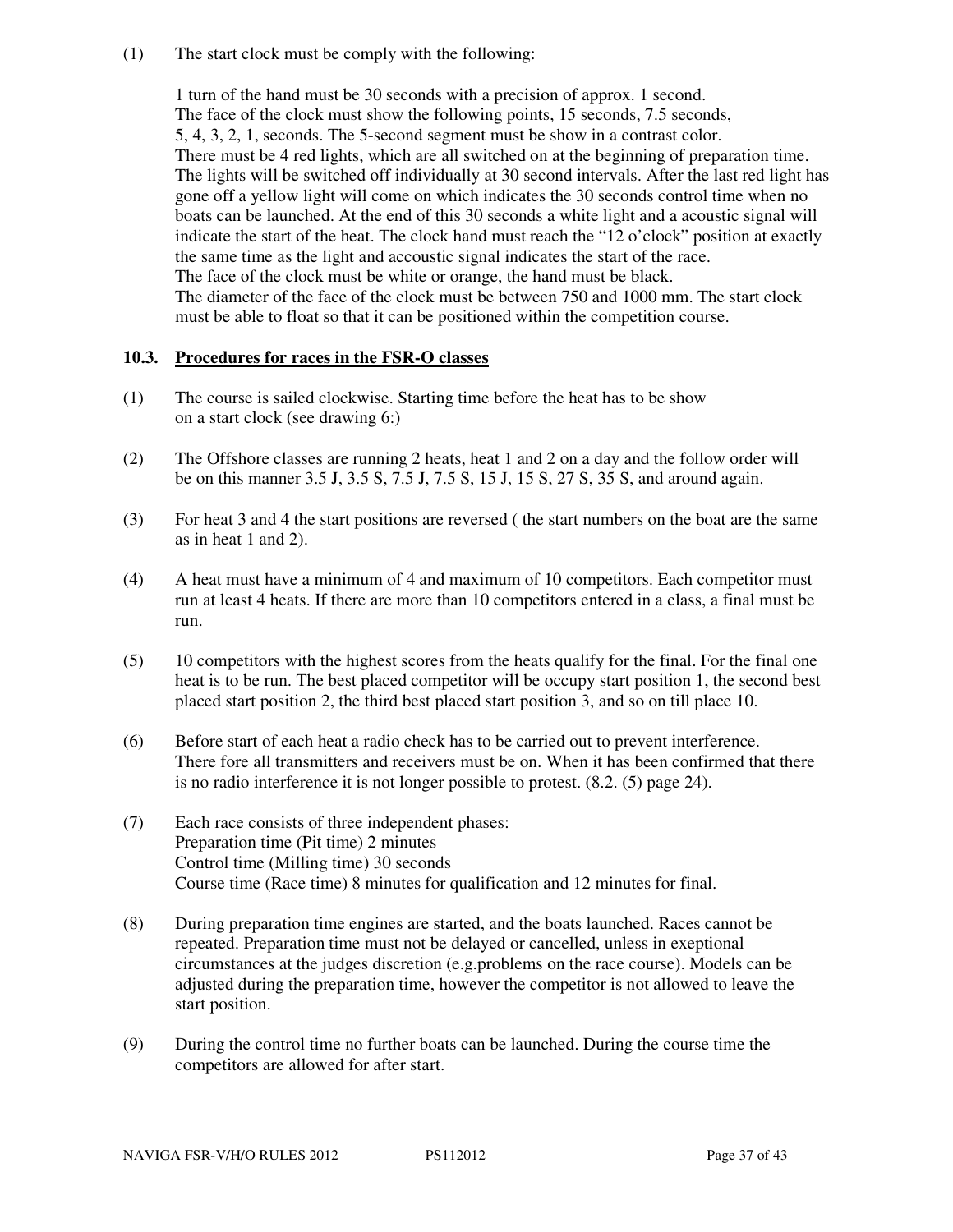(1) The start clock must be comply with the following:

1 turn of the hand must be 30 seconds with a precision of approx. 1 second.
The face of the clock must show the following points, 15 seconds, 7.5 seconds, 5, 4, 3, 2, 1, seconds. The 5-second segment must be show in a contrast color.
There must be 4 red lights, which are all switched on at the beginning of preparation time. The lights will be switched off individually at 30 second intervals. After the last red light has gone off a yellow light will come on which indicates the 30 seconds control time when no boats can be launched. At the end of this 30 seconds a white light and a acoustic signal will indicate the start of the heat. The clock hand must reach the "12 o'clock" position at exactly the same time as the light and accoustic signal indicates the start of the race.
The face of the clock must be white or orange, the hand must be black.
The diameter of the face of the clock must be between 750 and 1000 mm. The start clock must be able to float so that it can be positioned within the competition course.

### 10.3. Procedures for races in the FSR-O classes

(1) The course is sailed clockwise. Starting time before the heat has to be show on a start clock (see drawing 6:)

(2) The Offshore classes are running 2 heats, heat 1 and 2 on a day and the follow order will be on this manner 3.5 J, 3.5 S, 7.5 J, 7.5 S, 15 J, 15 S, 27 S, 35 S, and around again.

(3) For heat 3 and 4 the start positions are reversed ( the start numbers on the boat are the same as in heat 1 and 2).

(4) A heat must have a minimum of 4 and maximum of 10 competitors. Each competitor must run at least 4 heats. If there are more than 10 competitors entered in a class, a final must be run.

(5) 10 competitors with the highest scores from the heats qualify for the final. For the final one heat is to be run. The best placed competitor will be occupy start position 1, the second best placed start position 2, the third best placed start position 3, and so on till place 10.

(6) Before start of each heat a radio check has to be carried out to prevent interference. There fore all transmitters and receivers must be on. When it has been confirmed that there is no radio interference it is not longer possible to protest. (8.2. (5) page 24).

(7) Each race consists of three independent phases:
Preparation time (Pit time) 2 minutes
Control time (Milling time) 30 seconds
Course time (Race time) 8 minutes for qualification and 12 minutes for final.

(8) During preparation time engines are started, and the boats launched. Races cannot be repeated. Preparation time must not be delayed or cancelled, unless in exeptional circumstances at the judges discretion (e.g.problems on the race course). Models can be adjusted during the preparation time, however the competitor is not allowed to leave the start position.

(9) During the control time no further boats can be launched. During the course time the competitors are allowed for after start.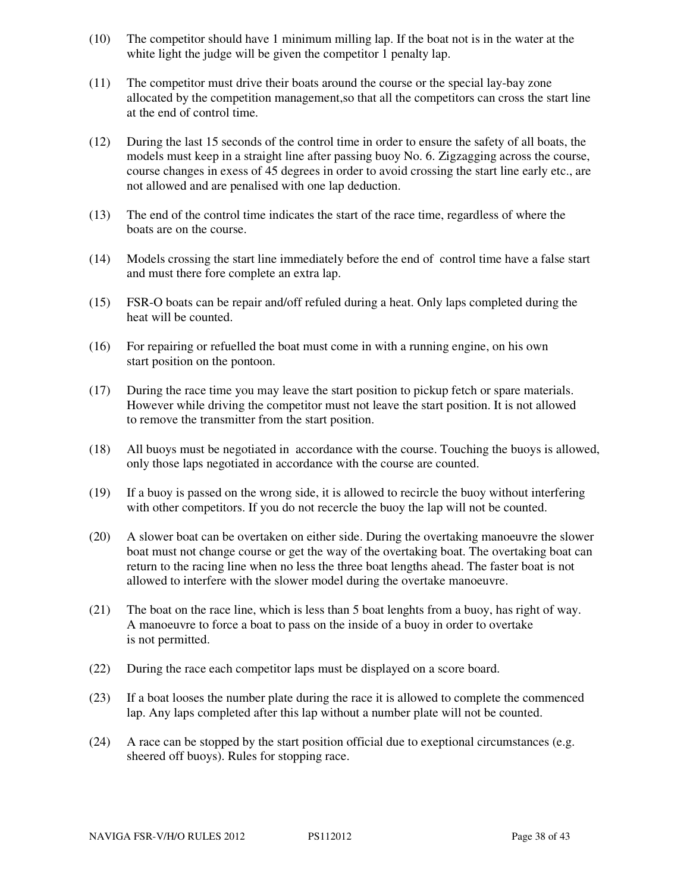(10) The competitor should have 1 minimum milling lap. If the boat not is in the water at the white light the judge will be given the competitor 1 penalty lap.

(11) The competitor must drive their boats around the course or the special lay-bay zone allocated by the competition management,so that all the competitors can cross the start line at the end of control time.

(12) During the last 15 seconds of the control time in order to ensure the safety of all boats, the models must keep in a straight line after passing buoy No. 6. Zigzagging across the course, course changes in exess of 45 degrees in order to avoid crossing the start line early etc., are not allowed and are penalised with one lap deduction.

(13) The end of the control time indicates the start of the race time, regardless of where the boats are on the course.

(14) Models crossing the start line immediately before the end of control time have a false start and must there fore complete an extra lap.

(15) FSR-O boats can be repair and/off refuled during a heat. Only laps completed during the heat will be counted.

(16) For repairing or refuelled the boat must come in with a running engine, on his own start position on the pontoon.

(17) During the race time you may leave the start position to pickup fetch or spare materials. However while driving the competitor must not leave the start position. It is not allowed to remove the transmitter from the start position.

(18) All buoys must be negotiated in accordance with the course. Touching the buoys is allowed, only those laps negotiated in accordance with the course are counted.

(19) If a buoy is passed on the wrong side, it is allowed to recircle the buoy without interfering with other competitors. If you do not recercle the buoy the lap will not be counted.

(20) A slower boat can be overtaken on either side. During the overtaking manoeuvre the slower boat must not change course or get the way of the overtaking boat. The overtaking boat can return to the racing line when no less the three boat lengths ahead. The faster boat is not allowed to interfere with the slower model during the overtake manoeuvre.

(21) The boat on the race line, which is less than 5 boat lenghts from a buoy, has right of way. A manoeuvre to force a boat to pass on the inside of a buoy in order to overtake is not permitted.

(22) During the race each competitor laps must be displayed on a score board.

(23) If a boat looses the number plate during the race it is allowed to complete the commenced lap. Any laps completed after this lap without a number plate will not be counted.

(24) A race can be stopped by the start position official due to exeptional circumstances (e.g. sheered off buoys). Rules for stopping race.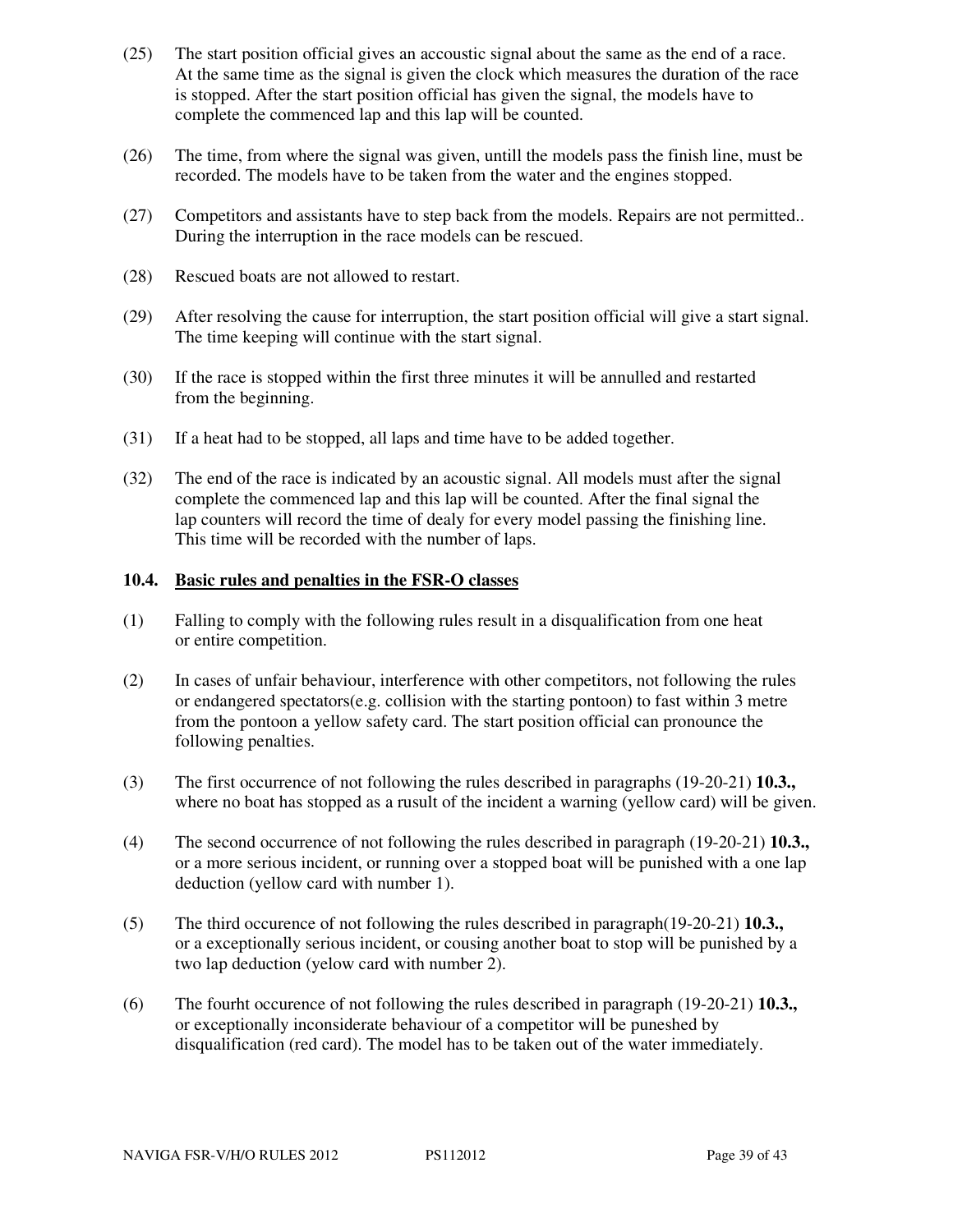(25) The start position official gives an accoustic signal about the same as the end of a race. At the same time as the signal is given the clock which measures the duration of the race is stopped. After the start position official has given the signal, the models have to complete the commenced lap and this lap will be counted.

(26) The time, from where the signal was given, untill the models pass the finish line, must be recorded. The models have to be taken from the water and the engines stopped.

(27) Competitors and assistants have to step back from the models. Repairs are not permitted.. During the interruption in the race models can be rescued.

(28) Rescued boats are not allowed to restart.

(29) After resolving the cause for interruption, the start position official will give a start signal. The time keeping will continue with the start signal.

(30) If the race is stopped within the first three minutes it will be annulled and restarted from the beginning.

(31) If a heat had to be stopped, all laps and time have to be added together.

(32) The end of the race is indicated by an acoustic signal. All models must after the signal complete the commenced lap and this lap will be counted. After the final signal the lap counters will record the time of dealy for every model passing the finishing line. This time will be recorded with the number of laps.

### 10.4. Basic rules and penalties in the FSR-O classes

(1) Falling to comply with the following rules result in a disqualification from one heat or entire competition.

(2) In cases of unfair behaviour, interference with other competitors, not following the rules or endangered spectators(e.g. collision with the starting pontoon) to fast within 3 metre from the pontoon a yellow safety card. The start position official can pronounce the following penalties.

(3) The first occurrence of not following the rules described in paragraphs (19-20-21) **10.3.,** where no boat has stopped as a rusult of the incident a warning (yellow card) will be given.

(4) The second occurrence of not following the rules described in paragraph (19-20-21) **10.3.,** or a more serious incident, or running over a stopped boat will be punished with a one lap deduction (yellow card with number 1).

(5) The third occurence of not following the rules described in paragraph(19-20-21) **10.3.,** or a exceptionally serious incident, or cousing another boat to stop will be punished by a two lap deduction (yelow card with number 2).

(6) The fourht occurence of not following the rules described in paragraph (19-20-21) **10.3.,** or exceptionally inconsiderate behaviour of a competitor will be puneshed by disqualification (red card). The model has to be taken out of the water immediately.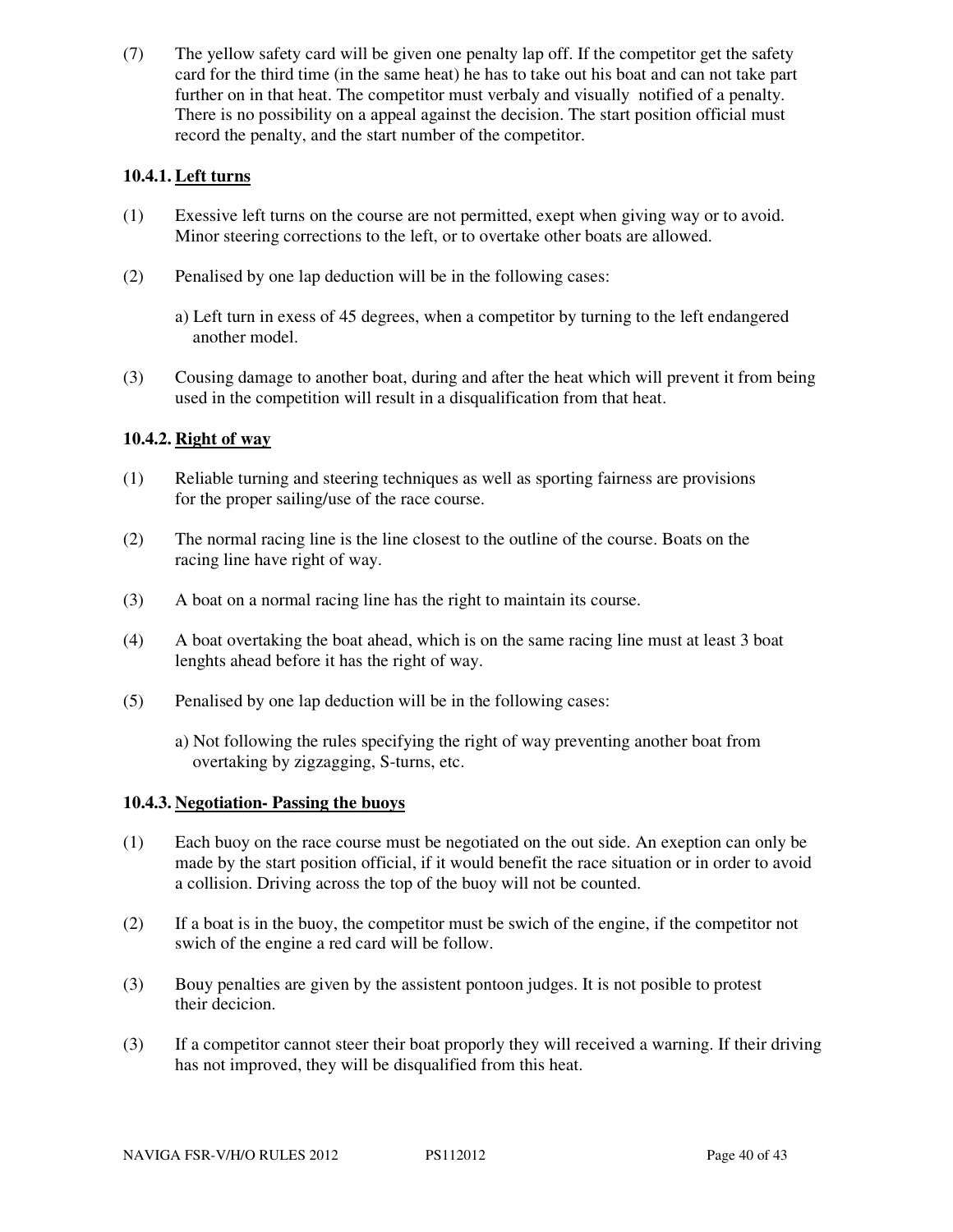(7) The yellow safety card will be given one penalty lap off. If the competitor get the safety card for the third time (in the same heat) he has to take out his boat and can not take part further on in that heat. The competitor must verbaly and visually notified of a penalty. There is no possibility on a appeal against the decision. The start position official must record the penalty, and the start number of the competitor.

### 10.4.1. Left turns

(1) Exessive left turns on the course are not permitted, exept when giving way or to avoid. Minor steering corrections to the left, or to overtake other boats are allowed.

(2) Penalised by one lap deduction will be in the following cases:

a) Left turn in exess of 45 degrees, when a competitor by turning to the left endangered another model.

(3) Cousing damage to another boat, during and after the heat which will prevent it from being used in the competition will result in a disqualification from that heat.

### 10.4.2. Right of way

(1) Reliable turning and steering techniques as well as sporting fairness are provisions for the proper sailing/use of the race course.

(2) The normal racing line is the line closest to the outline of the course. Boats on the racing line have right of way.

(3) A boat on a normal racing line has the right to maintain its course.

(4) A boat overtaking the boat ahead, which is on the same racing line must at least 3 boat lenghts ahead before it has the right of way.

(5) Penalised by one lap deduction will be in the following cases:

a) Not following the rules specifying the right of way preventing another boat from overtaking by zigzagging, S-turns, etc.

### 10.4.3. Negotiation- Passing the buoys

(1) Each buoy on the race course must be negotiated on the out side. An exeption can only be made by the start position official, if it would benefit the race situation or in order to avoid a collision. Driving across the top of the buoy will not be counted.

(2) If a boat is in the buoy, the competitor must be swich of the engine, if the competitor not swich of the engine a red card will be follow.

(3) Bouy penalties are given by the assistent pontoon judges. It is not posible to protest their decicion.

(3) If a competitor cannot steer their boat proporly they will received a warning. If their driving has not improved, they will be disqualified from this heat.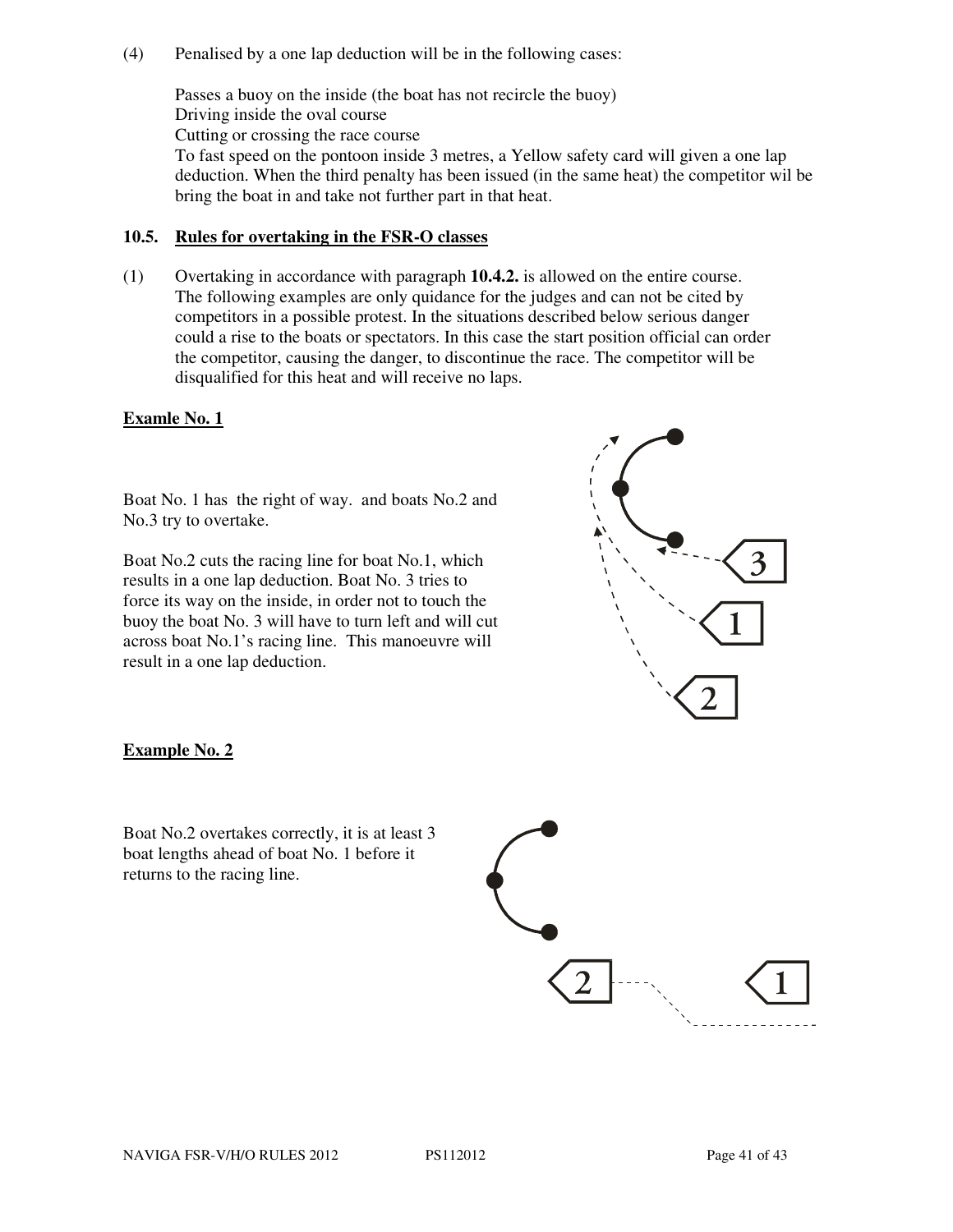(4) Penalised by a one lap deduction will be in the following cases:

Passes a buoy on the inside (the boat has not recircle the buoy)
Driving inside the oval course
Cutting or crossing the race course
To fast speed on the pontoon inside 3 metres, a Yellow safety card will given a one lap deduction. When the third penalty has been issued (in the same heat) the competitor wil be bring the boat in and take not further part in that heat.

### 10.5. Rules for overtaking in the FSR-O classes

(1) Overtaking in accordance with paragraph **10.4.2.** is allowed on the entire course. The following examples are only quidance for the judges and can not be cited by competitors in a possible protest. In the situations described below serious danger could a rise to the boats or spectators. In this case the start position official can order the competitor, causing the danger, to discontinue the race. The competitor will be disqualified for this heat and will receive no laps.

**Examle No. 1**

Boat No. 1 has the right of way. and boats No.2 and No.3 try to overtake.

Boat No.2 cuts the racing line for boat No.1, which results in a one lap deduction. Boat No. 3 tries to force its way on the inside, in order not to touch the buoy the boat No. 3 will have to turn left and will cut across boat No.1's racing line. This manoeuvre will result in a one lap deduction.

**Example No. 2**

Boat No.2 overtakes correctly, it is at least 3 boat lengths ahead of boat No. 1 before it returns to the racing line.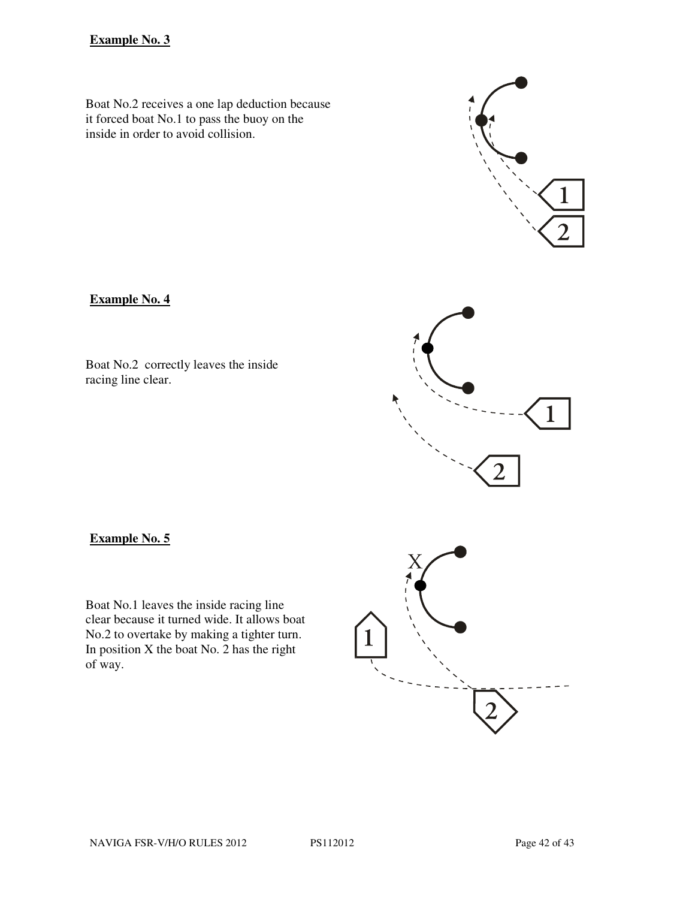**Example No. 3**

Boat No.2 receives a one lap deduction because it forced boat No.1 to pass the buoy on the inside in order to avoid collision.

**Example No. 4**

Boat No.2 correctly leaves the inside racing line clear.

**Example No. 5**

Boat No.1 leaves the inside racing line clear because it turned wide. It allows boat No.2 to overtake by making a tighter turn. In position X the boat No. 2 has the right of way.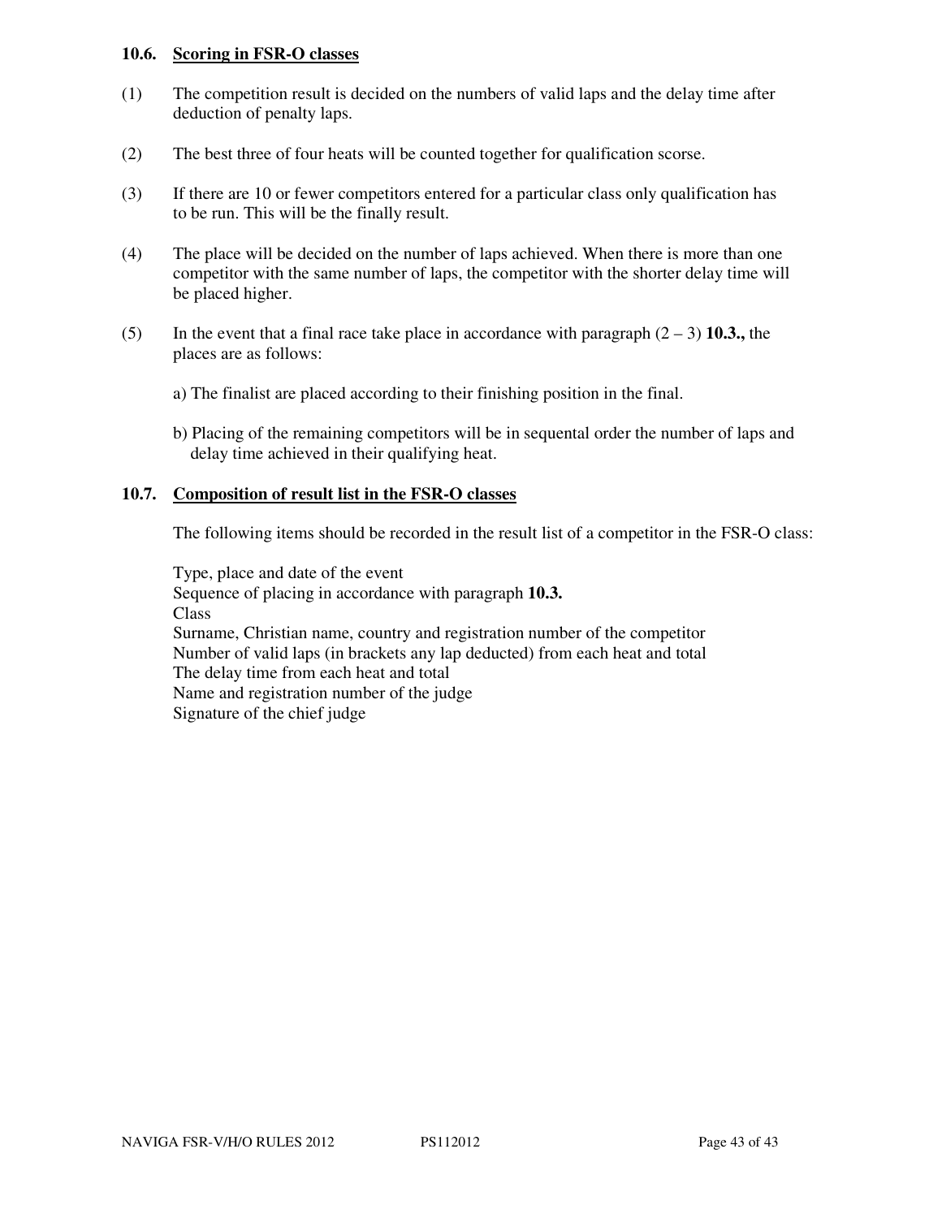### 10.6. Scoring in FSR-O classes

(1) The competition result is decided on the numbers of valid laps and the delay time after deduction of penalty laps.

(2) The best three of four heats will be counted together for qualification scorse.

(3) If there are 10 or fewer competitors entered for a particular class only qualification has to be run. This will be the finally result.

(4) The place will be decided on the number of laps achieved. When there is more than one competitor with the same number of laps, the competitor with the shorter delay time will be placed higher.

(5) In the event that a final race take place in accordance with paragraph (2 – 3) **10.3.,** the places are as follows:

a) The finalist are placed according to their finishing position in the final.

b) Placing of the remaining competitors will be in sequental order the number of laps and delay time achieved in their qualifying heat.

### 10.7. Composition of result list in the FSR-O classes

The following items should be recorded in the result list of a competitor in the FSR-O class:

Type, place and date of the event
Sequence of placing in accordance with paragraph **10.3.**
Class
Surname, Christian name, country and registration number of the competitor
Number of valid laps (in brackets any lap deducted) from each heat and total
The delay time from each heat and total
Name and registration number of the judge
Signature of the chief judge